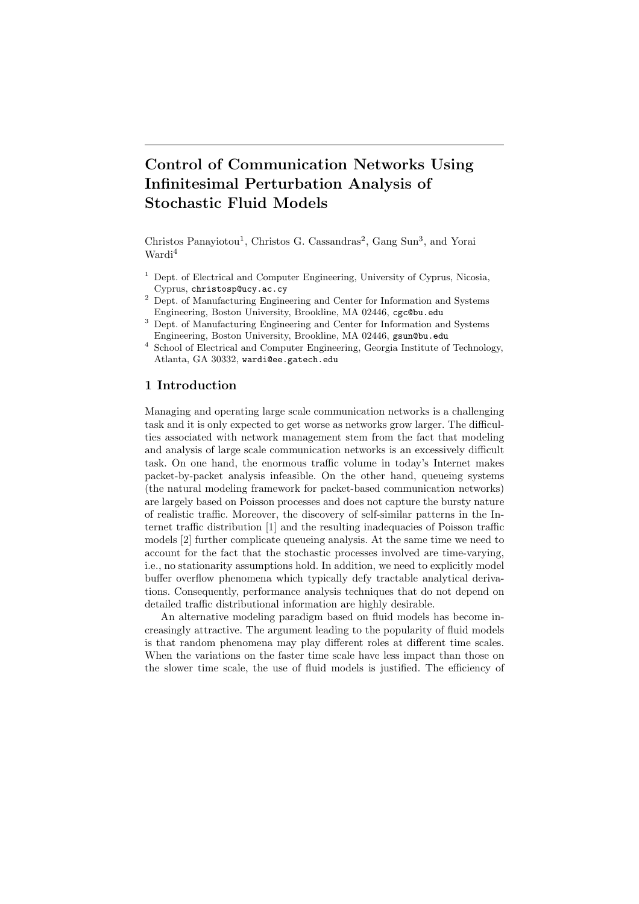# Control of Communication Networks Using Infinitesimal Perturbation Analysis of Stochastic Fluid Models

Christos Panayiotou[1], Christos G. Cassandras[2], Gang Sun[3], and Yorai Wardi[4]

[1] Dept. of Electrical and Computer Engineering, University of Cyprus, Nicosia, Cyprus, `christosp@ucy.ac.cy`

[2] Dept. of Manufacturing Engineering and Center for Information and Systems Engineering, Boston University, Brookline, MA 02446, `cgc@bu.edu`

[3] Dept. of Manufacturing Engineering and Center for Information and Systems Engineering, Boston University, Brookline, MA 02446, `gsun@bu.edu`

[4] School of Electrical and Computer Engineering, Georgia Institute of Technology, Atlanta, GA 30332, `wardi@ee.gatech.edu`

## 1 Introduction

Managing and operating large scale communication networks is a challenging task and it is only expected to get worse as networks grow larger. The difficulties associated with network management stem from the fact that modeling and analysis of large scale communication networks is an excessively difficult task. On one hand, the enormous traffic volume in today's Internet makes packet-by-packet analysis infeasible. On the other hand, queueing systems (the natural modeling framework for packet-based communication networks) are largely based on Poisson processes and does not capture the bursty nature of realistic traffic. Moreover, the discovery of self-similar patterns in the Internet traffic distribution [1] and the resulting inadequacies of Poisson traffic models [2] further complicate queueing analysis. At the same time we need to account for the fact that the stochastic processes involved are time-varying, i.e., no stationarity assumptions hold. In addition, we need to explicitly model buffer overflow phenomena which typically defy tractable analytical derivations. Consequently, performance analysis techniques that do not depend on detailed traffic distributional information are highly desirable.

An alternative modeling paradigm based on fluid models has become increasingly attractive. The argument leading to the popularity of fluid models is that random phenomena may play different roles at different time scales. When the variations on the faster time scale have less impact than those on the slower time scale, the use of fluid models is justified. The efficiency of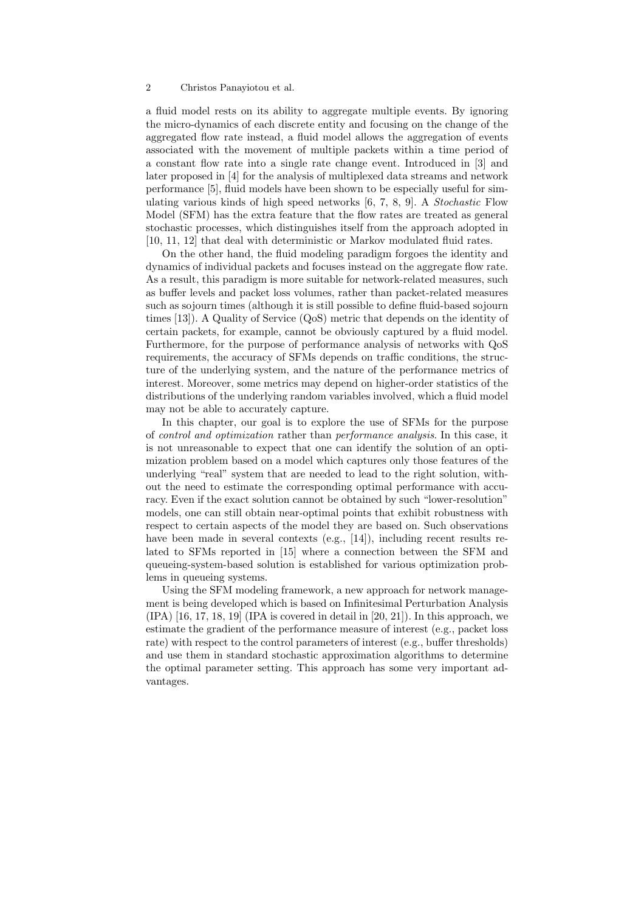a fluid model rests on its ability to aggregate multiple events. By ignoring the micro-dynamics of each discrete entity and focusing on the change of the aggregated flow rate instead, a fluid model allows the aggregation of events associated with the movement of multiple packets within a time period of a constant flow rate into a single rate change event. Introduced in [3] and later proposed in [4] for the analysis of multiplexed data streams and network performance [5], fluid models have been shown to be especially useful for simulating various kinds of high speed networks [6, 7, 8, 9]. A *Stochastic* Flow Model (SFM) has the extra feature that the flow rates are treated as general stochastic processes, which distinguishes itself from the approach adopted in [10, 11, 12] that deal with deterministic or Markov modulated fluid rates.

On the other hand, the fluid modeling paradigm forgoes the identity and dynamics of individual packets and focuses instead on the aggregate flow rate. As a result, this paradigm is more suitable for network-related measures, such as buffer levels and packet loss volumes, rather than packet-related measures such as sojourn times (although it is still possible to define fluid-based sojourn times [13]). A Quality of Service (QoS) metric that depends on the identity of certain packets, for example, cannot be obviously captured by a fluid model. Furthermore, for the purpose of performance analysis of networks with QoS requirements, the accuracy of SFMs depends on traffic conditions, the structure of the underlying system, and the nature of the performance metrics of interest. Moreover, some metrics may depend on higher-order statistics of the distributions of the underlying random variables involved, which a fluid model may not be able to accurately capture.

In this chapter, our goal is to explore the use of SFMs for the purpose of *control and optimization* rather than *performance analysis*. In this case, it is not unreasonable to expect that one can identify the solution of an optimization problem based on a model which captures only those features of the underlying "real" system that are needed to lead to the right solution, without the need to estimate the corresponding optimal performance with accuracy. Even if the exact solution cannot be obtained by such "lower-resolution" models, one can still obtain near-optimal points that exhibit robustness with respect to certain aspects of the model they are based on. Such observations have been made in several contexts (e.g., [14]), including recent results related to SFMs reported in [15] where a connection between the SFM and queueing-system-based solution is established for various optimization problems in queueing systems.

Using the SFM modeling framework, a new approach for network management is being developed which is based on Infinitesimal Perturbation Analysis (IPA) [16, 17, 18, 19] (IPA is covered in detail in [20, 21]). In this approach, we estimate the gradient of the performance measure of interest (e.g., packet loss rate) with respect to the control parameters of interest (e.g., buffer thresholds) and use them in standard stochastic approximation algorithms to determine the optimal parameter setting. This approach has some very important advantages.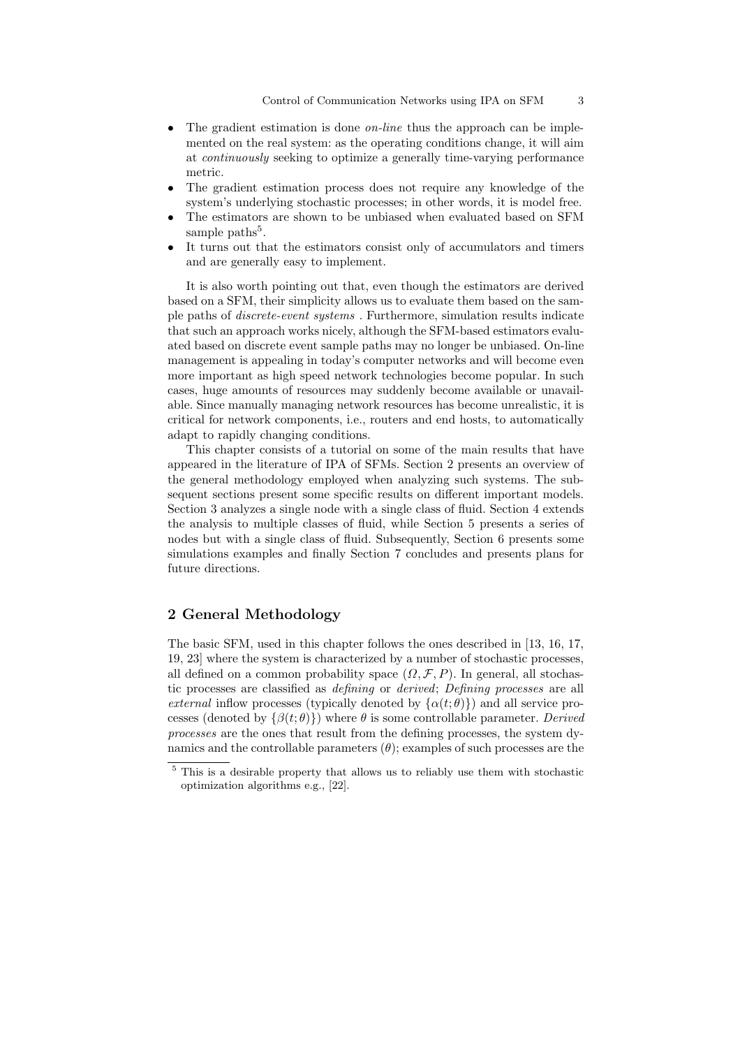- The gradient estimation is done *on-line* thus the approach can be implemented on the real system: as the operating conditions change, it will aim at *continuously* seeking to optimize a generally time-varying performance metric.
- The gradient estimation process does not require any knowledge of the system's underlying stochastic processes; in other words, it is model free.
- The estimators are shown to be unbiased when evaluated based on SFM sample paths[5].
- It turns out that the estimators consist only of accumulators and timers and are generally easy to implement.

It is also worth pointing out that, even though the estimators are derived based on a SFM, their simplicity allows us to evaluate them based on the sample paths of *discrete-event systems* . Furthermore, simulation results indicate that such an approach works nicely, although the SFM-based estimators evaluated based on discrete event sample paths may no longer be unbiased. On-line management is appealing in today's computer networks and will become even more important as high speed network technologies become popular. In such cases, huge amounts of resources may suddenly become available or unavailable. Since manually managing network resources has become unrealistic, it is critical for network components, i.e., routers and end hosts, to automatically adapt to rapidly changing conditions.

This chapter consists of a tutorial on some of the main results that have appeared in the literature of IPA of SFMs. Section 2 presents an overview of the general methodology employed when analyzing such systems. The subsequent sections present some specific results on different important models. Section 3 analyzes a single node with a single class of fluid. Section 4 extends the analysis to multiple classes of fluid, while Section 5 presents a series of nodes but with a single class of fluid. Subsequently, Section 6 presents some simulations examples and finally Section 7 concludes and presents plans for future directions.

## 2 General Methodology

The basic SFM, used in this chapter follows the ones described in [13, 16, 17, 19, 23] where the system is characterized by a number of stochastic processes, all defined on a common probability space $(\Omega, \mathcal{F}, P)$. In general, all stochastic processes are classified as *defining* or *derived*; *Defining processes* are all *external* inflow processes (typically denoted by $\{\alpha(t;\theta)\}$) and all service processes (denoted by $\{\beta(t;\theta)\}$) where $\theta$ is some controllable parameter. *Derived processes* are the ones that result from the defining processes, the system dynamics and the controllable parameters ($\theta$); examples of such processes are the

[5] This is a desirable property that allows us to reliably use them with stochastic optimization algorithms e.g., [22].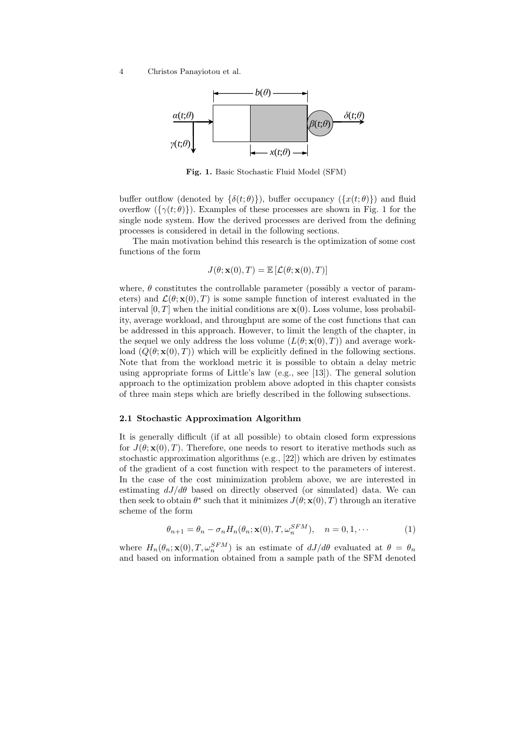**Fig. 1.** Basic Stochastic Fluid Model (SFM)

buffer outflow (denoted by $\{\delta(t;\theta)\}$), buffer occupancy ($\{x(t;\theta)\}$) and fluid overflow ($\{\gamma(t;\theta)\}$). Examples of these processes are shown in Fig. 1 for the single node system. How the derived processes are derived from the defining processes is considered in detail in the following sections.

The main motivation behind this research is the optimization of some cost functions of the form

$$J(\theta;\mathbf{x}(0),T) = \mathbb{E}\left[\mathcal{L}(\theta;\mathbf{x}(0),T)\right]$$

where, $\theta$ constitutes the controllable parameter (possibly a vector of parameters) and $\mathcal{L}(\theta;\mathbf{x}(0),T)$ is some sample function of interest evaluated in the interval $[0,T]$ when the initial conditions are $\mathbf{x}(0)$. Loss volume, loss probability, average workload, and throughput are some of the cost functions that can be addressed in this approach. However, to limit the length of the chapter, in the sequel we only address the loss volume ($L(\theta;\mathbf{x}(0),T)$) and average workload ($Q(\theta;\mathbf{x}(0),T)$) which will be explicitly defined in the following sections. Note that from the workload metric it is possible to obtain a delay metric using appropriate forms of Little's law (e.g., see [13]). The general solution approach to the optimization problem above adopted in this chapter consists of three main steps which are briefly described in the following subsections.

### 2.1 Stochastic Approximation Algorithm

It is generally difficult (if at all possible) to obtain closed form expressions for $J(\theta;\mathbf{x}(0),T)$. Therefore, one needs to resort to iterative methods such as stochastic approximation algorithms (e.g., [22]) which are driven by estimates of the gradient of a cost function with respect to the parameters of interest. In the case of the cost minimization problem above, we are interested in estimating $dJ/d\theta$ based on directly observed (or simulated) data. We can then seek to obtain $\theta^*$ such that it minimizes $J(\theta;\mathbf{x}(0),T)$ through an iterative scheme of the form

$$\theta_{n+1} = \theta_n - \sigma_n H_n(\theta_n;\mathbf{x}(0),T,\omega_n^{SFM}), \quad n = 0,1,\cdots \tag{1}$$

where $H_n(\theta_n;\mathbf{x}(0),T,\omega_n^{SFM})$ is an estimate of $dJ/d\theta$ evaluated at $\theta = \theta_n$ and based on information obtained from a sample path of the SFM denoted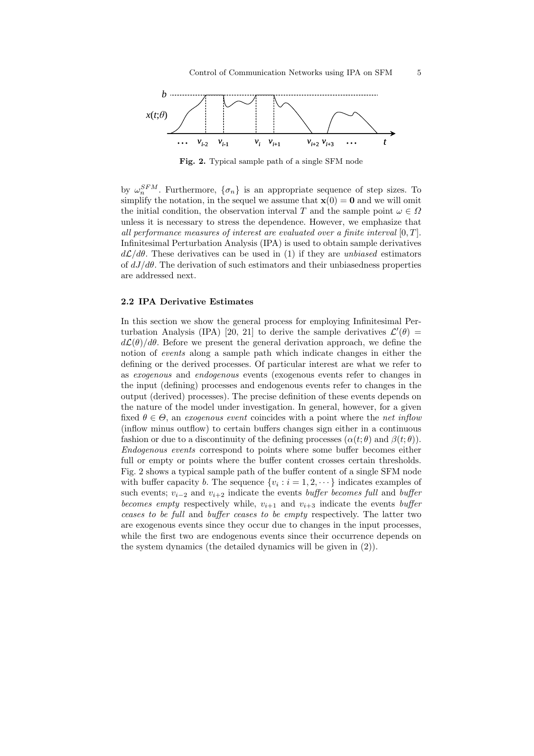Fig. 2. Typical sample path of a single SFM node

by $\omega_n^{SFM}$. Furthermore, $\{\sigma_n\}$ is an appropriate sequence of step sizes. To simplify the notation, in the sequel we assume that $\mathbf{x}(0) = \mathbf{0}$ and we will omit the initial condition, the observation interval $T$ and the sample point $\omega \in \Omega$ unless it is necessary to stress the dependence. However, we emphasize that *all performance measures of interest are evaluated over a finite interval* $[0, T]$. Infinitesimal Perturbation Analysis (IPA) is used to obtain sample derivatives $d\mathcal{L}/d\theta$. These derivatives can be used in (1) if they are *unbiased* estimators of $dJ/d\theta$. The derivation of such estimators and their unbiasedness properties are addressed next.

### 2.2 IPA Derivative Estimates

In this section we show the general process for employing Infinitesimal Perturbation Analysis (IPA) [20, 21] to derive the sample derivatives $\mathcal{L}'(\theta) = d\mathcal{L}(\theta)/d\theta$. Before we present the general derivation approach, we define the notion of *events* along a sample path which indicate changes in either the defining or the derived processes. Of particular interest are what we refer to as *exogenous* and *endogenous* events (exogenous events refer to changes in the input (defining) processes and endogenous events refer to changes in the output (derived) processes). The precise definition of these events depends on the nature of the model under investigation. In general, however, for a given fixed $\theta \in \Theta$, an *exogenous event* coincides with a point where the *net inflow* (inflow minus outflow) to certain buffers changes sign either in a continuous fashion or due to a discontinuity of the defining processes ($\alpha(t;\theta)$ and $\beta(t;\theta)$). *Endogenous events* correspond to points where some buffer becomes either full or empty or points where the buffer content crosses certain thresholds. Fig. 2 shows a typical sample path of the buffer content of a single SFM node with buffer capacity $b$. The sequence $\{v_i : i = 1, 2, \cdots\}$ indicates examples of such events; $v_{i-2}$ and $v_{i+2}$ indicate the events *buffer becomes full* and *buffer becomes empty* respectively while, $v_{i+1}$ and $v_{i+3}$ indicate the events *buffer ceases to be full* and *buffer ceases to be empty* respectively. The latter two are exogenous events since they occur due to changes in the input processes, while the first two are endogenous events since their occurrence depends on the system dynamics (the detailed dynamics will be given in (2)).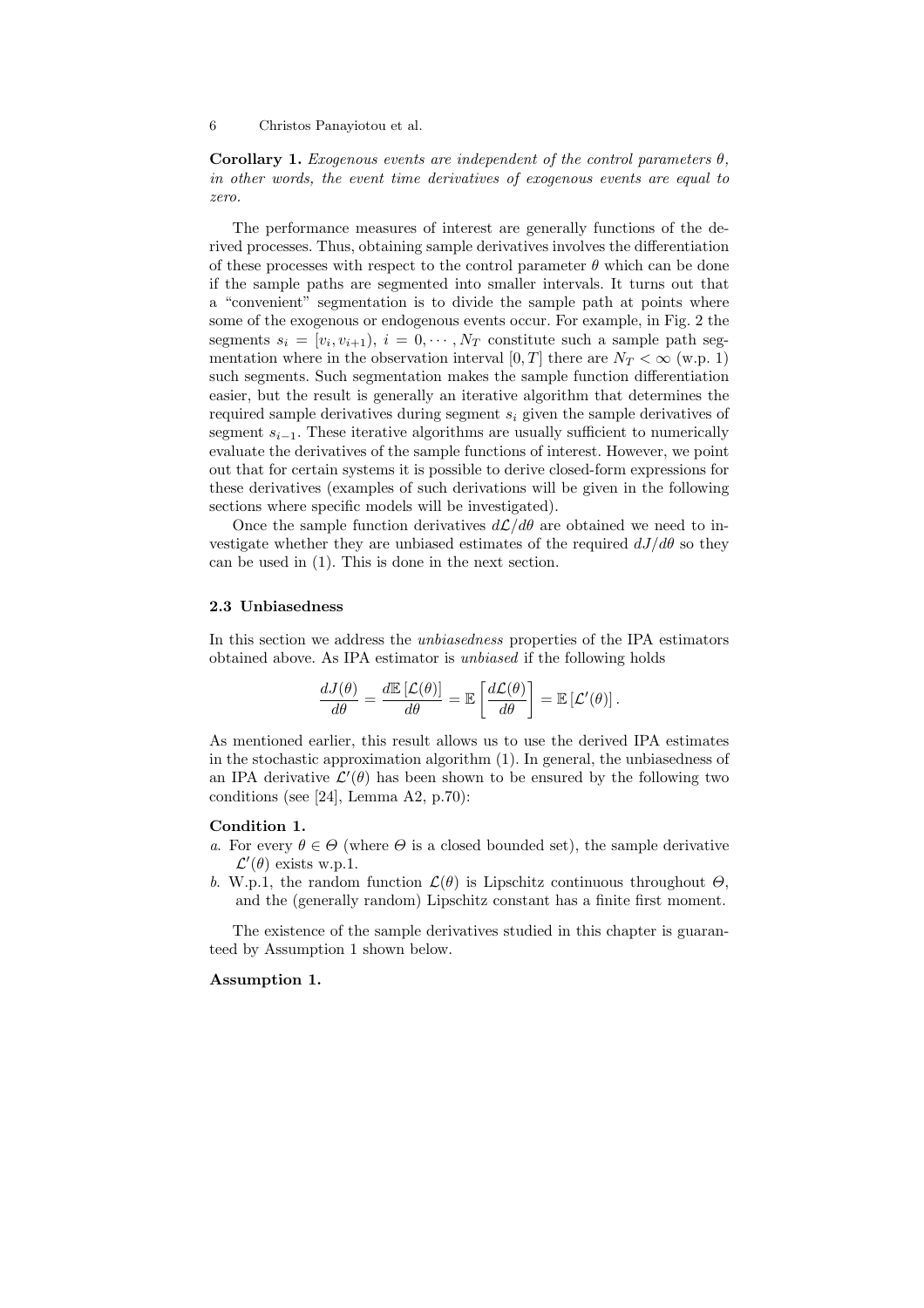**Corollary 1.** *Exogenous events are independent of the control parameters $\theta$, in other words, the event time derivatives of exogenous events are equal to zero.*

The performance measures of interest are generally functions of the derived processes. Thus, obtaining sample derivatives involves the differentiation of these processes with respect to the control parameter $\theta$ which can be done if the sample paths are segmented into smaller intervals. It turns out that a "convenient" segmentation is to divide the sample path at points where some of the exogenous or endogenous events occur. For example, in Fig. 2 the segments $s_i = [v_i, v_{i+1}),\ i = 0, \cdots, N_T$ constitute such a sample path segmentation where in the observation interval $[0, T]$ there are $N_T < \infty$ (w.p. 1) such segments. Such segmentation makes the sample function differentiation easier, but the result is generally an iterative algorithm that determines the required sample derivatives during segment $s_i$ given the sample derivatives of segment $s_{i-1}$. These iterative algorithms are usually sufficient to numerically evaluate the derivatives of the sample functions of interest. However, we point out that for certain systems it is possible to derive closed-form expressions for these derivatives (examples of such derivations will be given in the following sections where specific models will be investigated).

Once the sample function derivatives $d\mathcal{L}/d\theta$ are obtained we need to investigate whether they are unbiased estimates of the required $dJ/d\theta$ so they can be used in (1). This is done in the next section.

### 2.3 Unbiasedness

In this section we address the *unbiasedness* properties of the IPA estimators obtained above. As IPA estimator is *unbiased* if the following holds

$$\frac{dJ(\theta)}{d\theta} = \frac{d\mathbb{E}\left[\mathcal{L}(\theta)\right]}{d\theta} = \mathbb{E}\left[\frac{d\mathcal{L}(\theta)}{d\theta}\right] = \mathbb{E}\left[\mathcal{L}'(\theta)\right].$$

As mentioned earlier, this result allows us to use the derived IPA estimates in the stochastic approximation algorithm (1). In general, the unbiasedness of an IPA derivative $\mathcal{L}'(\theta)$ has been shown to be ensured by the following two conditions (see [24], Lemma A2, p.70):

**Condition 1.**

*a.* For every $\theta \in \Theta$ (where $\Theta$ is a closed bounded set), the sample derivative $\mathcal{L}'(\theta)$ exists w.p.1.

*b.* W.p.1, the random function $\mathcal{L}(\theta)$ is Lipschitz continuous throughout $\Theta$, and the (generally random) Lipschitz constant has a finite first moment.

The existence of the sample derivatives studied in this chapter is guaranteed by Assumption 1 shown below.

**Assumption 1.**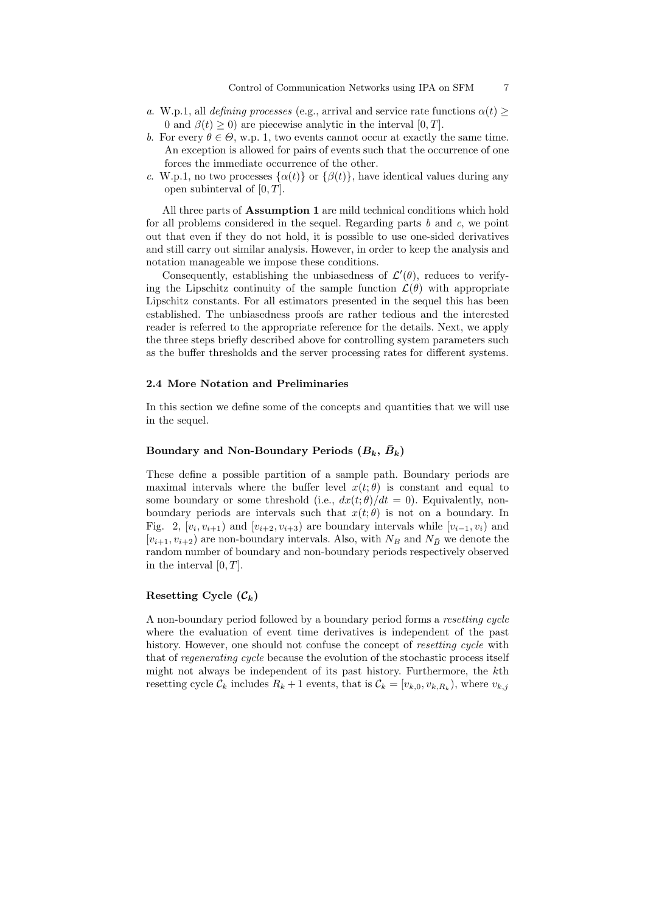*a*. W.p.1, all *defining processes* (e.g., arrival and service rate functions $\alpha(t) \geq 0$ and $\beta(t) \geq 0$) are piecewise analytic in the interval $[0, T]$.

*b*. For every $\theta \in \Theta$, w.p. 1, two events cannot occur at exactly the same time. An exception is allowed for pairs of events such that the occurrence of one forces the immediate occurrence of the other.

*c*. W.p.1, no two processes $\{\alpha(t)\}$ or $\{\beta(t)\}$, have identical values during any open subinterval of $[0, T]$.

All three parts of **Assumption 1** are mild technical conditions which hold for all problems considered in the sequel. Regarding parts *b* and *c*, we point out that even if they do not hold, it is possible to use one-sided derivatives and still carry out similar analysis. However, in order to keep the analysis and notation manageable we impose these conditions.

Consequently, establishing the unbiasedness of $\mathcal{L}'(\theta)$, reduces to verifying the Lipschitz continuity of the sample function $\mathcal{L}(\theta)$ with appropriate Lipschitz constants. For all estimators presented in the sequel this has been established. The unbiasedness proofs are rather tedious and the interested reader is referred to the appropriate reference for the details. Next, we apply the three steps briefly described above for controlling system parameters such as the buffer thresholds and the server processing rates for different systems.

### 2.4 More Notation and Preliminaries

In this section we define some of the concepts and quantities that we will use in the sequel.

#### Boundary and Non-Boundary Periods ($B_k$, $\bar{B}_k$)

These define a possible partition of a sample path. Boundary periods are maximal intervals where the buffer level $x(t;\theta)$ is constant and equal to some boundary or some threshold (i.e., $dx(t;\theta)/dt = 0$). Equivalently, non-boundary periods are intervals such that $x(t;\theta)$ is not on a boundary. In Fig. 2, $[v_i, v_{i+1})$ and $[v_{i+2}, v_{i+3})$ are boundary intervals while $[v_{i-1}, v_i)$ and $[v_{i+1}, v_{i+2})$ are non-boundary intervals. Also, with $N_B$ and $N_{\bar{B}}$ we denote the random number of boundary and non-boundary periods respectively observed in the interval $[0, T]$.

#### Resetting Cycle ($\mathcal{C}_k$)

A non-boundary period followed by a boundary period forms a *resetting cycle* where the evaluation of event time derivatives is independent of the past history. However, one should not confuse the concept of *resetting cycle* with that of *regenerating cycle* because the evolution of the stochastic process itself might not always be independent of its past history. Furthermore, the $k$th resetting cycle $\mathcal{C}_k$ includes $R_k + 1$ events, that is $\mathcal{C}_k = [v_{k,0}, v_{k,R_k})$, where $v_{k,j}$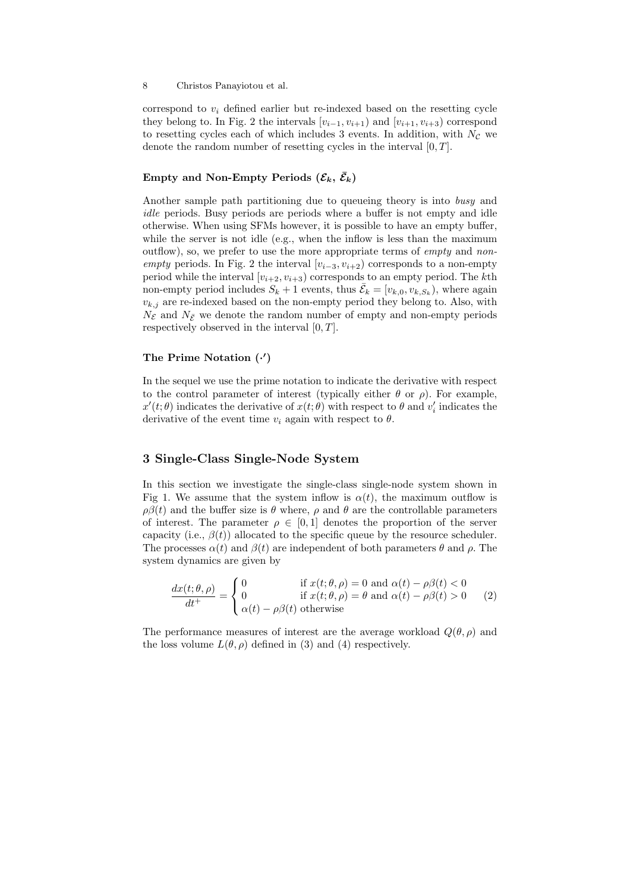correspond to $v_i$ defined earlier but re-indexed based on the resetting cycle they belong to. In Fig. 2 the intervals $[v_{i-1}, v_{i+1})$ and $[v_{i+1}, v_{i+3})$ correspond to resetting cycles each of which includes 3 events. In addition, with $N_{\mathcal{C}}$ we denote the random number of resetting cycles in the interval $[0, T]$.

### Empty and Non-Empty Periods ($\mathcal{E}_k$, $\bar{\mathcal{E}}_k$)

Another sample path partitioning due to queueing theory is into *busy* and *idle* periods. Busy periods are periods where a buffer is not empty and idle otherwise. When using SFMs however, it is possible to have an empty buffer, while the server is not idle (e.g., when the inflow is less than the maximum outflow), so, we prefer to use the more appropriate terms of *empty* and *non-empty* periods. In Fig. 2 the interval $[v_{i-3}, v_{i+2})$ corresponds to a non-empty period while the interval $[v_{i+2}, v_{i+3})$ corresponds to an empty period. The $k$th non-empty period includes $S_k + 1$ events, thus $\bar{\mathcal{E}}_k = [v_{k,0}, v_{k,S_k})$, where again $v_{k,j}$ are re-indexed based on the non-empty period they belong to. Also, with $N_{\mathcal{E}}$ and $N_{\bar{\mathcal{E}}}$ we denote the random number of empty and non-empty periods respectively observed in the interval $[0, T]$.

### The Prime Notation ($\cdot'$)

In the sequel we use the prime notation to indicate the derivative with respect to the control parameter of interest (typically either $\theta$ or $\rho$). For example, $x'(t; \theta)$ indicates the derivative of $x(t; \theta)$ with respect to $\theta$ and $v_i'$ indicates the derivative of the event time $v_i$ again with respect to $\theta$.

## 3 Single-Class Single-Node System

In this section we investigate the single-class single-node system shown in Fig 1. We assume that the system inflow is $\alpha(t)$, the maximum outflow is $\rho\beta(t)$ and the buffer size is $\theta$ where, $\rho$ and $\theta$ are the controllable parameters of interest. The parameter $\rho \in [0, 1]$ denotes the proportion of the server capacity (i.e., $\beta(t)$) allocated to the specific queue by the resource scheduler. The processes $\alpha(t)$ and $\beta(t)$ are independent of both parameters $\theta$ and $\rho$. The system dynamics are given by

$$\frac{dx(t; \theta, \rho)}{dt^+} = \begin{cases} 0 & \text{if } x(t; \theta, \rho) = 0 \text{ and } \alpha(t) - \rho\beta(t) < 0 \\ 0 & \text{if } x(t; \theta, \rho) = \theta \text{ and } \alpha(t) - \rho\beta(t) > 0 \\ \alpha(t) - \rho\beta(t) & \text{otherwise} \end{cases} \quad (2)$$

The performance measures of interest are the average workload $Q(\theta, \rho)$ and the loss volume $L(\theta, \rho)$ defined in (3) and (4) respectively.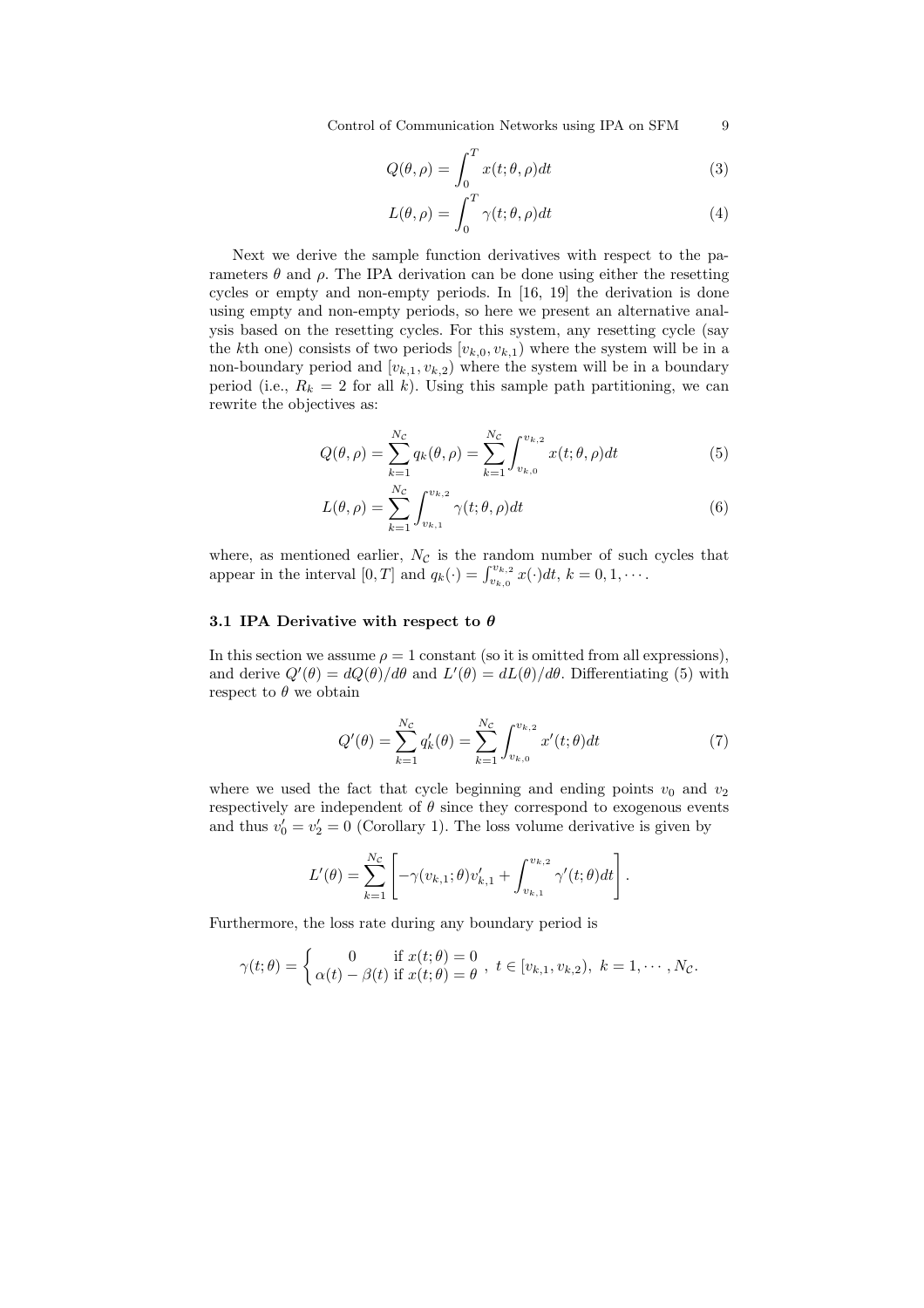$$Q(\theta,\rho) = \int_0^T x(t;\theta,\rho)dt \tag{3}$$

$$L(\theta,\rho) = \int_0^T \gamma(t;\theta,\rho)dt \tag{4}$$

Next we derive the sample function derivatives with respect to the parameters $\theta$ and $\rho$. The IPA derivation can be done using either the resetting cycles or empty and non-empty periods. In [16, 19] the derivation is done using empty and non-empty periods, so here we present an alternative analysis based on the resetting cycles. For this system, any resetting cycle (say the $k$th one) consists of two periods $[v_{k,0}, v_{k,1})$ where the system will be in a non-boundary period and $[v_{k,1}, v_{k,2})$ where the system will be in a boundary period (i.e., $R_k = 2$ for all $k$). Using this sample path partitioning, we can rewrite the objectives as:

$$Q(\theta,\rho) = \sum_{k=1}^{N_{\mathcal{C}}} q_k(\theta,\rho) = \sum_{k=1}^{N_{\mathcal{C}}} \int_{v_{k,0}}^{v_{k,2}} x(t;\theta,\rho)dt \tag{5}$$

$$L(\theta,\rho) = \sum_{k=1}^{N_{\mathcal{C}}} \int_{v_{k,1}}^{v_{k,2}} \gamma(t;\theta,\rho)dt \tag{6}$$

where, as mentioned earlier, $N_{\mathcal{C}}$ is the random number of such cycles that appear in the interval $[0,T]$ and $q_k(\cdot) = \int_{v_{k,0}}^{v_{k,2}} x(\cdot)dt$, $k = 0, 1, \cdots$.

### 3.1 IPA Derivative with respect to $\theta$

In this section we assume $\rho = 1$ constant (so it is omitted from all expressions), and derive $Q'(\theta) = dQ(\theta)/d\theta$ and $L'(\theta) = dL(\theta)/d\theta$. Differentiating (5) with respect to $\theta$ we obtain

$$Q'(\theta) = \sum_{k=1}^{N_{\mathcal{C}}} q_k'(\theta) = \sum_{k=1}^{N_{\mathcal{C}}} \int_{v_{k,0}}^{v_{k,2}} x'(t;\theta)dt \tag{7}$$

where we used the fact that cycle beginning and ending points $v_0$ and $v_2$ respectively are independent of $\theta$ since they correspond to exogenous events and thus $v_0' = v_2' = 0$ (Corollary 1). The loss volume derivative is given by

$$L'(\theta) = \sum_{k=1}^{N_{\mathcal{C}}} \left[ -\gamma(v_{k,1};\theta)v_{k,1}' + \int_{v_{k,1}}^{v_{k,2}} \gamma'(t;\theta)dt \right].$$

Furthermore, the loss rate during any boundary period is

$$\gamma(t;\theta) = \begin{cases} 0 & \text{if } x(t;\theta) = 0 \\ \alpha(t) - \beta(t) & \text{if } x(t;\theta) = \theta \end{cases}, \ t \in [v_{k,1}, v_{k,2}), \ k = 1, \cdots, N_{\mathcal{C}}.$$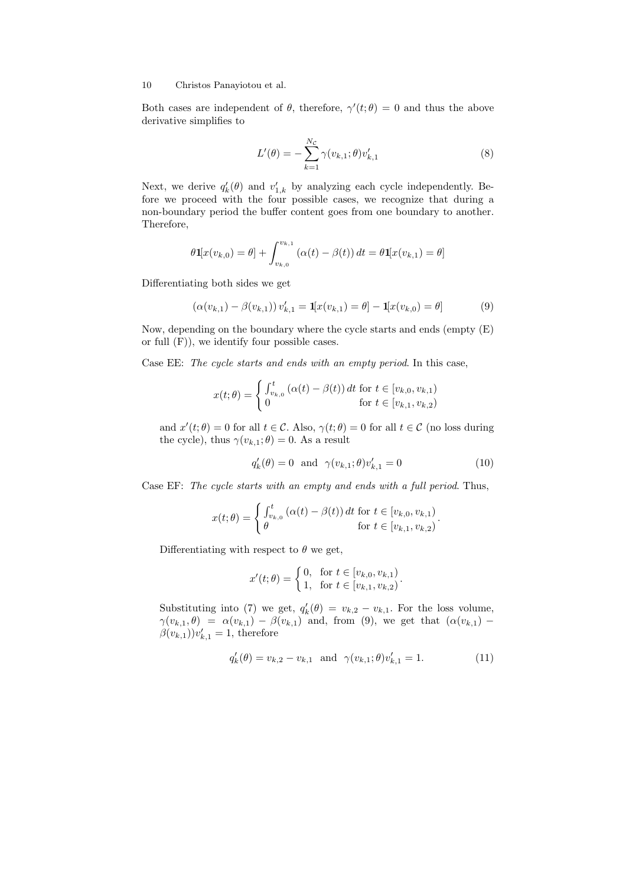Both cases are independent of $\theta$, therefore, $\gamma'(t;\theta) = 0$ and thus the above derivative simplifies to

$$L'(\theta) = -\sum_{k=1}^{N_{\mathcal{C}}} \gamma(v_{k,1};\theta)v'_{k,1} \tag{8}$$

Next, we derive $q'_k(\theta)$ and $v'_{1,k}$ by analyzing each cycle independently. Before we proceed with the four possible cases, we recognize that during a non-boundary period the buffer content goes from one boundary to another. Therefore,

$$\theta \mathbf{1}[x(v_{k,0}) = \theta] + \int_{v_{k,0}}^{v_{k,1}} (\alpha(t) - \beta(t))\, dt = \theta \mathbf{1}[x(v_{k,1}) = \theta]$$

Differentiating both sides we get

$$(\alpha(v_{k,1}) - \beta(v_{k,1}))\, v'_{k,1} = \mathbf{1}[x(v_{k,1}) = \theta] - \mathbf{1}[x(v_{k,0}) = \theta] \tag{9}$$

Now, depending on the boundary where the cycle starts and ends (empty (E) or full (F)), we identify four possible cases.

Case EE: *The cycle starts and ends with an empty period*. In this case,

$$x(t;\theta) = \begin{cases} \int_{v_{k,0}}^{t} (\alpha(t) - \beta(t))\, dt & \text{for } t \in [v_{k,0}, v_{k,1}) \\ 0 & \text{for } t \in [v_{k,1}, v_{k,2}) \end{cases}$$

and $x'(t;\theta) = 0$ for all $t \in \mathcal{C}$. Also, $\gamma(t;\theta) = 0$ for all $t \in \mathcal{C}$ (no loss during the cycle), thus $\gamma(v_{k,1};\theta) = 0$. As a result

$$q'_k(\theta) = 0 \quad \text{and} \quad \gamma(v_{k,1};\theta)v'_{k,1} = 0 \tag{10}$$

Case EF: *The cycle starts with an empty and ends with a full period*. Thus,

$$x(t;\theta) = \begin{cases} \int_{v_{k,0}}^{t} (\alpha(t) - \beta(t))\, dt & \text{for } t \in [v_{k,0}, v_{k,1}) \\ \theta & \text{for } t \in [v_{k,1}, v_{k,2}) \end{cases}.$$

Differentiating with respect to $\theta$ we get,

$$x'(t;\theta) = \begin{cases} 0, & \text{for } t \in [v_{k,0}, v_{k,1}) \\ 1, & \text{for } t \in [v_{k,1}, v_{k,2}) \end{cases}.$$

Substituting into (7) we get, $q'_k(\theta) = v_{k,2} - v_{k,1}$. For the loss volume, $\gamma(v_{k,1},\theta) = \alpha(v_{k,1}) - \beta(v_{k,1})$ and, from (9), we get that $(\alpha(v_{k,1}) - \beta(v_{k,1}))v'_{k,1} = 1$, therefore

$$q'_k(\theta) = v_{k,2} - v_{k,1} \quad \text{and} \quad \gamma(v_{k,1};\theta)v'_{k,1} = 1. \tag{11}$$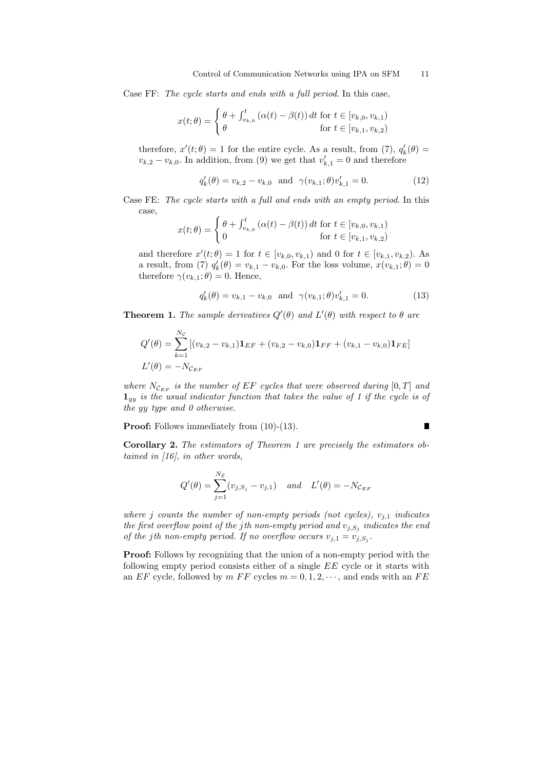Case FF: *The cycle starts and ends with a full period*. In this case,

$$x(t;\theta) = \begin{cases} \theta + \int_{v_{k,0}}^{t} (\alpha(t) - \beta(t))\, dt & \text{for } t \in [v_{k,0}, v_{k,1}) \\ \theta & \text{for } t \in [v_{k,1}, v_{k,2}) \end{cases}$$

therefore, $x'(t;\theta) = 1$ for the entire cycle. As a result, from (7), $q'_k(\theta) = v_{k,2} - v_{k,0}$. In addition, from (9) we get that $v'_{k,1} = 0$ and therefore

$$q'_k(\theta) = v_{k,2} - v_{k,0} \quad \text{and} \quad \gamma(v_{k,1};\theta)v'_{k,1} = 0. \tag{12}$$

Case FE: *The cycle starts with a full and ends with an empty period*. In this case,

$$x(t;\theta) = \begin{cases} \theta + \int_{v_{k,0}}^{t} (\alpha(t) - \beta(t))\, dt & \text{for } t \in [v_{k,0}, v_{k,1}) \\ 0 & \text{for } t \in [v_{k,1}, v_{k,2}) \end{cases}$$

and therefore $x'(t;\theta) = 1$ for $t \in [v_{k,0}, v_{k,1})$ and 0 for $t \in [v_{k,1}, v_{k,2})$. As a result, from (7) $q'_k(\theta) = v_{k,1} - v_{k,0}$. For the loss volume, $x(v_{k,1};\theta) = 0$ therefore $\gamma(v_{k,1};\theta) = 0$. Hence,

$$q'_k(\theta) = v_{k,1} - v_{k,0} \quad \text{and} \quad \gamma(v_{k,1};\theta)v'_{k,1} = 0. \tag{13}$$

**Theorem 1.** *The sample derivatives $Q'(\theta)$ and $L'(\theta)$ with respect to $\theta$ are*

$$Q'(\theta) = \sum_{k=1}^{N_{\mathcal{C}}} \left[ (v_{k,2} - v_{k,1})\mathbf{1}_{EF} + (v_{k,2} - v_{k,0})\mathbf{1}_{FF} + (v_{k,1} - v_{k,0})\mathbf{1}_{FE} \right]$$
$$L'(\theta) = -N_{\mathcal{C}_{EF}}$$

*where $N_{\mathcal{C}_{EF}}$ is the number of EF cycles that were observed during $[0,T]$ and $\mathbf{1}_{yy}$ is the usual indicator function that takes the value of 1 if the cycle is of the yy type and 0 otherwise.*

**Proof:** Follows immediately from (10)-(13). ∎

**Corollary 2.** *The estimators of Theorem 1 are precisely the estimators obtained in [16], in other words,*

$$Q'(\theta) = \sum_{j=1}^{N_{\bar{\mathcal{E}}}} (v_{j,S_j} - v_{j,1}) \quad \text{and} \quad L'(\theta) = -N_{\mathcal{C}_{EF}}$$

*where $j$ counts the number of non-empty periods (not cycles), $v_{j,1}$ indicates the first overflow point of the $j$th non-empty period and $v_{j,S_j}$ indicates the end of the $j$th non-empty period. If no overflow occurs $v_{j,1} = v_{j,S_j}$.*

**Proof:** Follows by recognizing that the union of a non-empty period with the following empty period consists either of a single $EE$ cycle or it starts with an $EF$ cycle, followed by $m$ $FF$ cycles $m = 0, 1, 2, \cdots$, and ends with an $FE$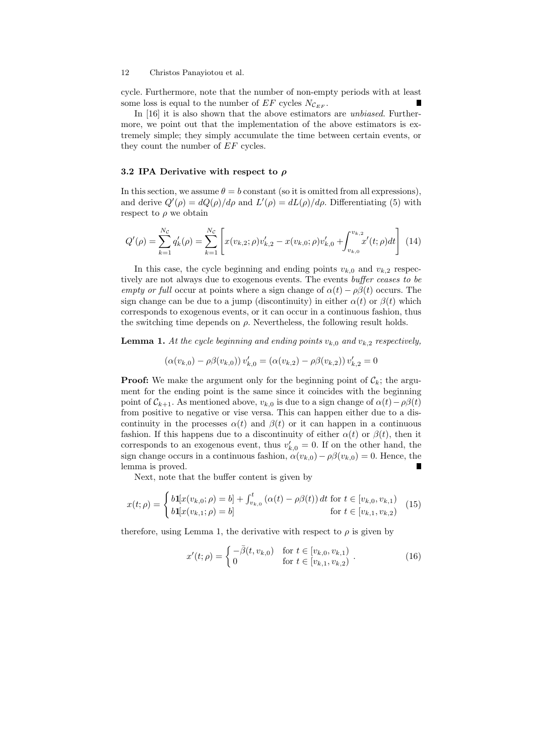cycle. Furthermore, note that the number of non-empty periods with at least some loss is equal to the number of $EF$ cycles $N_{\mathcal{C}_{EF}}$. ■

In [16] it is also shown that the above estimators are *unbiased*. Furthermore, we point out that the implementation of the above estimators is extremely simple; they simply accumulate the time between certain events, or they count the number of $EF$ cycles.

### 3.2 IPA Derivative with respect to $\rho$

In this section, we assume $\theta = b$ constant (so it is omitted from all expressions), and derive $Q'(\rho) = dQ(\rho)/d\rho$ and $L'(\rho) = dL(\rho)/d\rho$. Differentiating (5) with respect to $\rho$ we obtain

$$Q'(\rho) = \sum_{k=1}^{N_{\mathcal{C}}} q_k'(\rho) = \sum_{k=1}^{N_{\mathcal{C}}} \left[ x(v_{k,2};\rho)v_{k,2}' - x(v_{k,0};\rho)v_{k,0}' + \int_{v_{k,0}}^{v_{k,2}} x'(t;\rho)dt \right] \quad (14)$$

In this case, the cycle beginning and ending points $v_{k,0}$ and $v_{k,2}$ respectively are not always due to exogenous events. The events *buffer ceases to be empty or full* occur at points where a sign change of $\alpha(t) - \rho\beta(t)$ occurs. The sign change can be due to a jump (discontinuity) in either $\alpha(t)$ or $\beta(t)$ which corresponds to exogenous events, or it can occur in a continuous fashion, thus the switching time depends on $\rho$. Nevertheless, the following result holds.

**Lemma 1.** *At the cycle beginning and ending points $v_{k,0}$ and $v_{k,2}$ respectively,*

$$(\alpha(v_{k,0}) - \rho\beta(v_{k,0}))\, v_{k,0}' = (\alpha(v_{k,2}) - \rho\beta(v_{k,2}))\, v_{k,2}' = 0$$

**Proof:** We make the argument only for the beginning point of $\mathcal{C}_k$; the argument for the ending point is the same since it coincides with the beginning point of $\mathcal{C}_{k+1}$. As mentioned above, $v_{k,0}$ is due to a sign change of $\alpha(t) - \rho\beta(t)$ from positive to negative or vise versa. This can happen either due to a discontinuity in the processes $\alpha(t)$ and $\beta(t)$ or it can happen in a continuous fashion. If this happens due to a discontinuity of either $\alpha(t)$ or $\beta(t)$, then it corresponds to an exogenous event, thus $v_{k,0}' = 0$. If on the other hand, the sign change occurs in a continuous fashion, $\alpha(v_{k,0}) - \rho\beta(v_{k,0}) = 0$. Hence, the lemma is proved. ■

Next, note that the buffer content is given by

$$x(t;\rho) = \begin{cases} b\mathbf{1}[x(v_{k,0};\rho) = b] + \int_{v_{k,0}}^{t} (\alpha(t) - \rho\beta(t))\, dt & \text{for } t \in [v_{k,0}, v_{k,1}) \\ b\mathbf{1}[x(v_{k,1};\rho) = b] & \text{for } t \in [v_{k,1}, v_{k,2}) \end{cases} \quad (15)$$

therefore, using Lemma 1, the derivative with respect to $\rho$ is given by

$$x'(t;\rho) = \begin{cases} -\bar{\beta}(t, v_{k,0}) & \text{for } t \in [v_{k,0}, v_{k,1}) \\ 0 & \text{for } t \in [v_{k,1}, v_{k,2}) \end{cases}. \quad (16)$$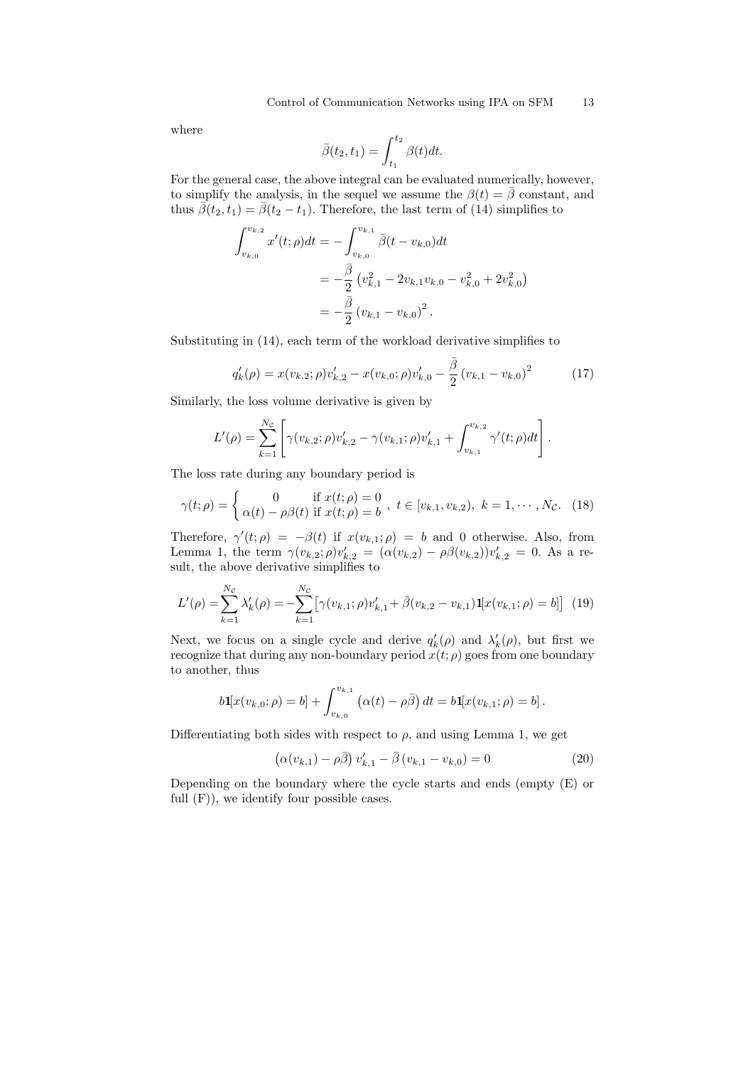where

$$\bar{\beta}(t_2, t_1) = \int_{t_1}^{t_2} \beta(t) dt.$$

For the general case, the above integral can be evaluated numerically, however, to simplify the analysis, in the sequel we assume the $\beta(t) = \bar{\beta}$ constant, and thus $\bar{\beta}(t_2, t_1) = \bar{\beta}(t_2 - t_1)$. Therefore, the last term of (14) simplifies to

$$\begin{aligned}
\int_{v_{k,0}}^{v_{k,2}} x'(t;\rho) dt &= -\int_{v_{k,0}}^{v_{k,1}} \bar{\beta}(t - v_{k,0}) dt \\
&= -\frac{\bar{\beta}}{2} \left( v_{k,1}^2 - 2v_{k,1}v_{k,0} - v_{k,0}^2 + 2v_{k,0}^2 \right) \\
&= -\frac{\bar{\beta}}{2} \left( v_{k,1} - v_{k,0} \right)^2.
\end{aligned}$$

Substituting in (14), each term of the workload derivative simplifies to

$$q_k'(\rho) = x(v_{k,2};\rho)v_{k,2}' - x(v_{k,0};\rho)v_{k,0}' - \frac{\bar{\beta}}{2} \left( v_{k,1} - v_{k,0} \right)^2 \tag{17}$$

Similarly, the loss volume derivative is given by

$$L'(\rho) = \sum_{k=1}^{N_{\mathcal{C}}} \left[ \gamma(v_{k,2};\rho)v_{k,2}' - \gamma(v_{k,1};\rho)v_{k,1}' + \int_{v_{k,1}}^{v_{k,2}} \gamma'(t;\rho) dt \right].$$

The loss rate during any boundary period is

$$\gamma(t;\rho) = \begin{cases} 0 & \text{if } x(t;\rho) = 0 \\ \alpha(t) - \rho\beta(t) & \text{if } x(t;\rho) = b \end{cases}, \; t \in [v_{k,1}, v_{k,2}), \; k = 1, \cdots, N_{\mathcal{C}}. \tag{18}$$

Therefore, $\gamma'(t;\rho) = -\beta(t)$ if $x(v_{k,1};\rho) = b$ and 0 otherwise. Also, from Lemma 1, the term $\gamma(v_{k,2};\rho)v_{k,2}' = (\alpha(v_{k,2}) - \rho\beta(v_{k,2}))v_{k,2}' = 0$. As a result, the above derivative simplifies to

$$L'(\rho) = \sum_{k=1}^{N_{\mathcal{C}}} \lambda_k'(\rho) = -\sum_{k=1}^{N_{\mathcal{C}}} \left[ \gamma(v_{k,1};\rho)v_{k,1}' + \bar{\beta}(v_{k,2} - v_{k,1}) \mathbf{1}[x(v_{k,1};\rho) = b] \right] \tag{19}$$

Next, we focus on a single cycle and derive $q_k'(\rho)$ and $\lambda_k'(\rho)$, but first we recognize that during any non-boundary period $x(t;\rho)$ goes from one boundary to another, thus

$$b\mathbf{1}[x(v_{k,0};\rho) = b] + \int_{v_{k,0}}^{v_{k,1}} \left( \alpha(t) - \rho\bar{\beta} \right) dt = b\mathbf{1}[x(v_{k,1};\rho) = b].$$

Differentiating both sides with respect to $\rho$, and using Lemma 1, we get

$$\left( \alpha(v_{k,1}) - \rho\bar{\beta} \right) v_{k,1}' - \bar{\beta} \left( v_{k,1} - v_{k,0} \right) = 0 \tag{20}$$

Depending on the boundary where the cycle starts and ends (empty (E) or full (F)), we identify four possible cases.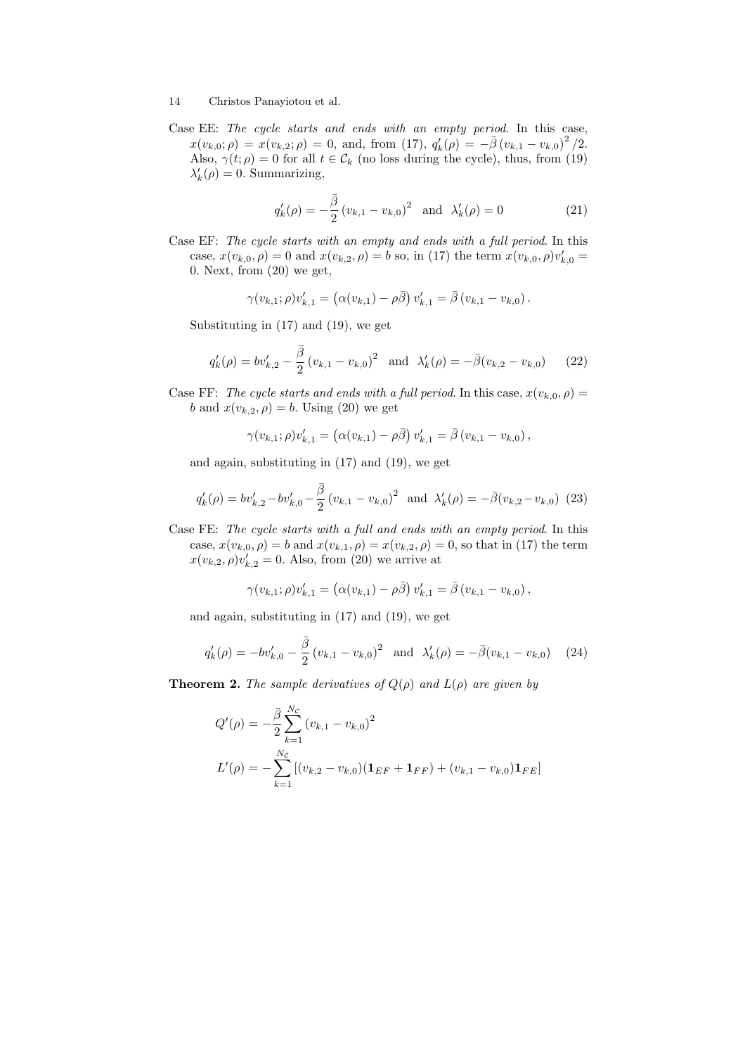Case EE: *The cycle starts and ends with an empty period.* In this case, $x(v_{k,0};\rho) = x(v_{k,2};\rho) = 0$, and, from (17), $q_k'(\rho) = -\bar{\beta}\left(v_{k,1} - v_{k,0}\right)^2/2$. Also, $\gamma(t;\rho) = 0$ for all $t \in \mathcal{C}_k$ (no loss during the cycle), thus, from (19) $\lambda_k'(\rho) = 0$. Summarizing,

$$q_k'(\rho) = -\frac{\bar{\beta}}{2}\left(v_{k,1} - v_{k,0}\right)^2 \quad \text{and} \quad \lambda_k'(\rho) = 0 \tag{21}$$

Case EF: *The cycle starts with an empty and ends with a full period.* In this case, $x(v_{k,0},\rho) = 0$ and $x(v_{k,2},\rho) = b$ so, in (17) the term $x(v_{k,0},\rho)v_{k,0}' = 0$. Next, from (20) we get,

$$\gamma(v_{k,1};\rho)v_{k,1}' = \left(\alpha(v_{k,1}) - \rho\bar{\beta}\right)v_{k,1}' = \bar{\beta}\left(v_{k,1} - v_{k,0}\right).$$

Substituting in (17) and (19), we get

$$q_k'(\rho) = bv_{k,2}' - \frac{\bar{\beta}}{2}\left(v_{k,1} - v_{k,0}\right)^2 \quad \text{and} \quad \lambda_k'(\rho) = -\bar{\beta}(v_{k,2} - v_{k,0}) \tag{22}$$

Case FF: *The cycle starts and ends with a full period.* In this case, $x(v_{k,0},\rho) = b$ and $x(v_{k,2},\rho) = b$. Using (20) we get

$$\gamma(v_{k,1};\rho)v_{k,1}' = \left(\alpha(v_{k,1}) - \rho\bar{\beta}\right)v_{k,1}' = \bar{\beta}\left(v_{k,1} - v_{k,0}\right),$$

and again, substituting in (17) and (19), we get

$$q_k'(\rho) = bv_{k,2}' - bv_{k,0}' - \frac{\bar{\beta}}{2}\left(v_{k,1} - v_{k,0}\right)^2 \quad \text{and} \quad \lambda_k'(\rho) = -\bar{\beta}(v_{k,2} - v_{k,0}) \tag{23}$$

Case FE: *The cycle starts with a full and ends with an empty period.* In this case, $x(v_{k,0},\rho) = b$ and $x(v_{k,1},\rho) = x(v_{k,2},\rho) = 0$, so that in (17) the term $x(v_{k,2},\rho)v_{k,2}' = 0$. Also, from (20) we arrive at

$$\gamma(v_{k,1};\rho)v_{k,1}' = \left(\alpha(v_{k,1}) - \rho\bar{\beta}\right)v_{k,1}' = \bar{\beta}\left(v_{k,1} - v_{k,0}\right),$$

and again, substituting in (17) and (19), we get

$$q_k'(\rho) = -bv_{k,0}' - \frac{\bar{\beta}}{2}\left(v_{k,1} - v_{k,0}\right)^2 \quad \text{and} \quad \lambda_k'(\rho) = -\bar{\beta}(v_{k,1} - v_{k,0}) \tag{24}$$

**Theorem 2.** *The sample derivatives of $Q(\rho)$ and $L(\rho)$ are given by*

$$Q'(\rho) = -\frac{\bar{\beta}}{2}\sum_{k=1}^{N_{\mathcal{C}}}\left(v_{k,1} - v_{k,0}\right)^2$$

$$L'(\rho) = -\sum_{k=1}^{N_{\mathcal{C}}}\left[(v_{k,2} - v_{k,0})(\mathbf{1}_{EF} + \mathbf{1}_{FF}) + (v_{k,1} - v_{k,0})\mathbf{1}_{FE}\right]$$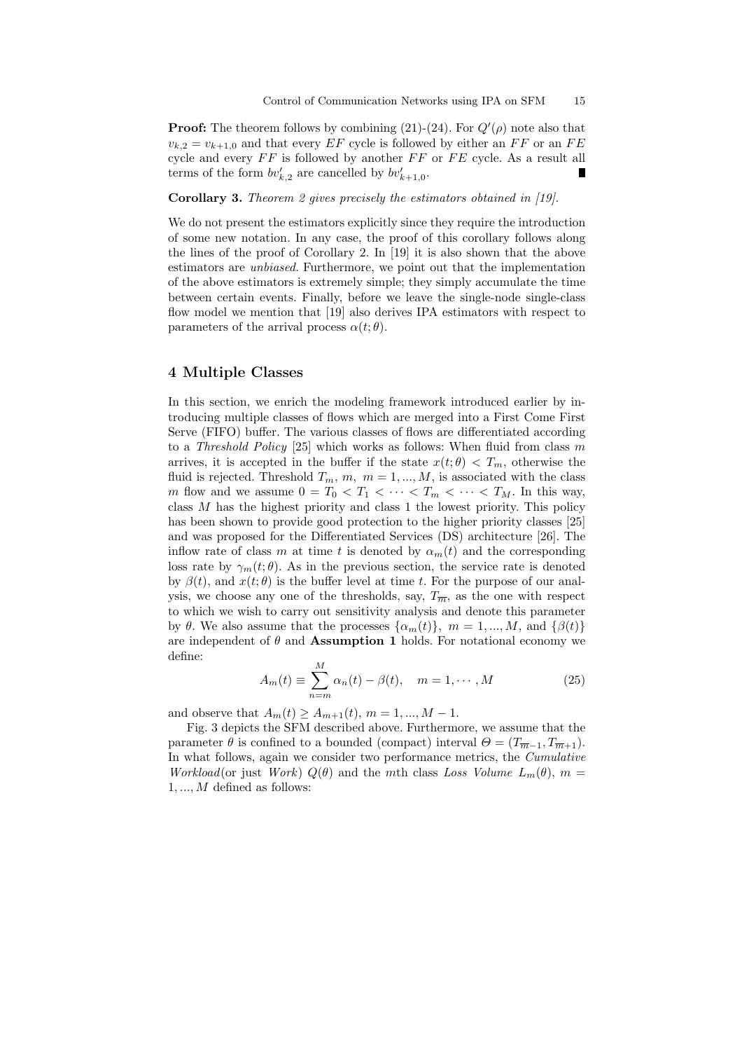**Proof:** The theorem follows by combining (21)-(24). For $Q'(\rho)$ note also that $v_{k,2} = v_{k+1,0}$ and that every $EF$ cycle is followed by either an $FF$ or an $FE$ cycle and every $FF$ is followed by another $FF$ or $FE$ cycle. As a result all terms of the form $bv'_{k,2}$ are cancelled by $bv'_{k+1,0}$. ∎

**Corollary 3.** *Theorem 2 gives precisely the estimators obtained in [19].*

We do not present the estimators explicitly since they require the introduction of some new notation. In any case, the proof of this corollary follows along the lines of the proof of Corollary 2. In [19] it is also shown that the above estimators are *unbiased*. Furthermore, we point out that the implementation of the above estimators is extremely simple; they simply accumulate the time between certain events. Finally, before we leave the single-node single-class flow model we mention that [19] also derives IPA estimators with respect to parameters of the arrival process $\alpha(t; \theta)$.

## 4 Multiple Classes

In this section, we enrich the modeling framework introduced earlier by introducing multiple classes of flows which are merged into a First Come First Serve (FIFO) buffer. The various classes of flows are differentiated according to a *Threshold Policy* [25] which works as follows: When fluid from class $m$ arrives, it is accepted in the buffer if the state $x(t; \theta) < T_m$, otherwise the fluid is rejected. Threshold $T_m$, $m$, $m = 1, ..., M$, is associated with the class $m$ flow and we assume $0 = T_0 < T_1 < \cdots < T_m < \cdots < T_M$. In this way, class $M$ has the highest priority and class 1 the lowest priority. This policy has been shown to provide good protection to the higher priority classes [25] and was proposed for the Differentiated Services (DS) architecture [26]. The inflow rate of class $m$ at time $t$ is denoted by $\alpha_m(t)$ and the corresponding loss rate by $\gamma_m(t; \theta)$. As in the previous section, the service rate is denoted by $\beta(t)$, and $x(t; \theta)$ is the buffer level at time $t$. For the purpose of our analysis, we choose any one of the thresholds, say, $T_{\overline{m}}$, as the one with respect to which we wish to carry out sensitivity analysis and denote this parameter by $\theta$. We also assume that the processes $\{\alpha_m(t)\}$, $m = 1, ..., M$, and $\{\beta(t)\}$ are independent of $\theta$ and **Assumption 1** holds. For notational economy we define:

$$A_m(t) \equiv \sum_{n=m}^{M} \alpha_n(t) - \beta(t), \quad m = 1, \cdots, M \tag{25}$$

and observe that $A_m(t) \geq A_{m+1}(t)$, $m = 1, ..., M - 1$.

Fig. 3 depicts the SFM described above. Furthermore, we assume that the parameter $\theta$ is confined to a bounded (compact) interval $\Theta = (T_{\overline{m}-1}, T_{\overline{m}+1})$. In what follows, again we consider two performance metrics, the *Cumulative Workload*(or just *Work*) $Q(\theta)$ and the $m$th class *Loss Volume* $L_m(\theta)$, $m = 1, ..., M$ defined as follows: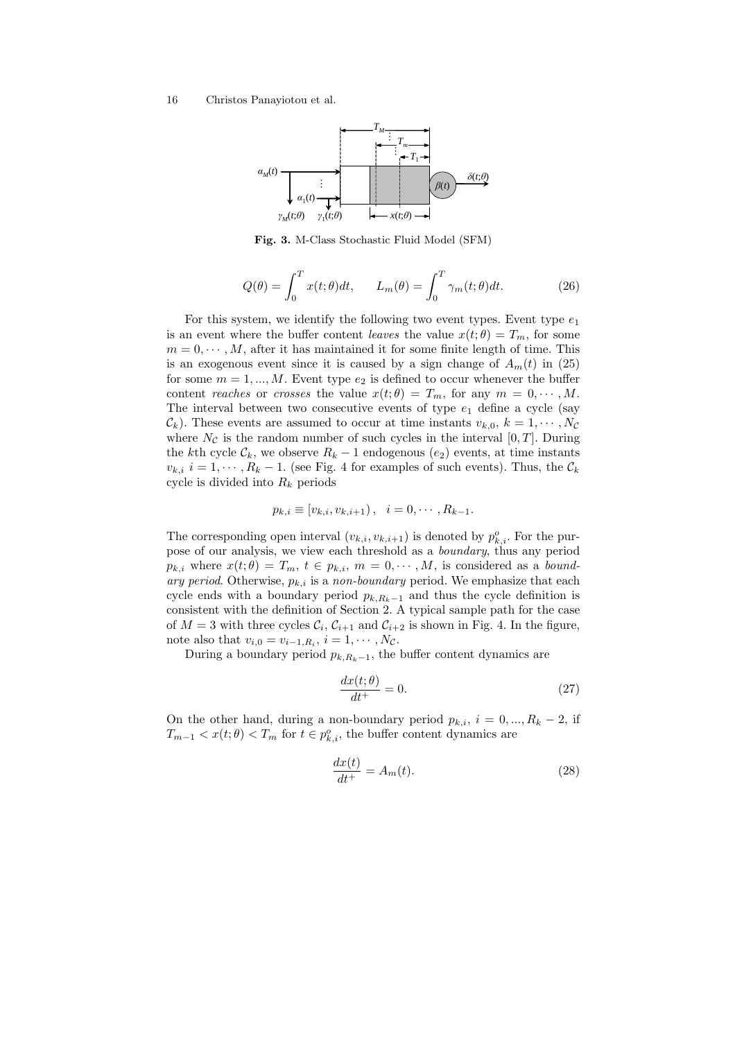**Fig. 3.** M-Class Stochastic Fluid Model (SFM)

$$Q(\theta) = \int_0^T x(t;\theta)dt, \qquad L_m(\theta) = \int_0^T \gamma_m(t;\theta)dt. \tag{26}$$

For this system, we identify the following two event types. Event type $e_1$ is an event where the buffer content *leaves* the value $x(t;\theta) = T_m$, for some $m = 0, \cdots, M$, after it has maintained it for some finite length of time. This is an exogenous event since it is caused by a sign change of $A_m(t)$ in (25) for some $m = 1, ..., M$. Event type $e_2$ is defined to occur whenever the buffer content *reaches* or *crosses* the value $x(t;\theta) = T_m$, for any $m = 0, \cdots, M$. The interval between two consecutive events of type $e_1$ define a cycle (say $\mathcal{C}_k$). These events are assumed to occur at time instants $v_{k,0}$, $k = 1, \cdots, N_{\mathcal{C}}$ where $N_{\mathcal{C}}$ is the random number of such cycles in the interval $[0, T]$. During the $k$th cycle $\mathcal{C}_k$, we observe $R_k - 1$ endogenous ($e_2$) events, at time instants $v_{k,i}$ $i = 1, \cdots, R_k - 1$. (see Fig. 4 for examples of such events). Thus, the $\mathcal{C}_k$ cycle is divided into $R_k$ periods

$$p_{k,i} \equiv [v_{k,i}, v_{k,i+1}), \quad i = 0, \cdots, R_{k-1}.$$

The corresponding open interval $(v_{k,i}, v_{k,i+1})$ is denoted by $p^o_{k,i}$. For the purpose of our analysis, we view each threshold as a *boundary*, thus any period $p_{k,i}$ where $x(t;\theta) = T_m$, $t \in p_{k,i}$, $m = 0, \cdots, M$, is considered as a *boundary period*. Otherwise, $p_{k,i}$ is a *non-boundary* period. We emphasize that each cycle ends with a boundary period $p_{k,R_k-1}$ and thus the cycle definition is consistent with the definition of Section 2. A typical sample path for the case of $M = 3$ with three cycles $\mathcal{C}_i$, $\mathcal{C}_{i+1}$ and $\mathcal{C}_{i+2}$ is shown in Fig. 4. In the figure, note also that $v_{i,0} = v_{i-1,R_i}$, $i = 1, \cdots, N_{\mathcal{C}}$.

During a boundary period $p_{k,R_k-1}$, the buffer content dynamics are

$$\frac{dx(t;\theta)}{dt^+} = 0. \tag{27}$$

On the other hand, during a non-boundary period $p_{k,i}$, $i = 0, ..., R_k - 2$, if $T_{m-1} < x(t;\theta) < T_m$ for $t \in p^o_{k,i}$, the buffer content dynamics are

$$\frac{dx(t)}{dt^+} = A_m(t). \tag{28}$$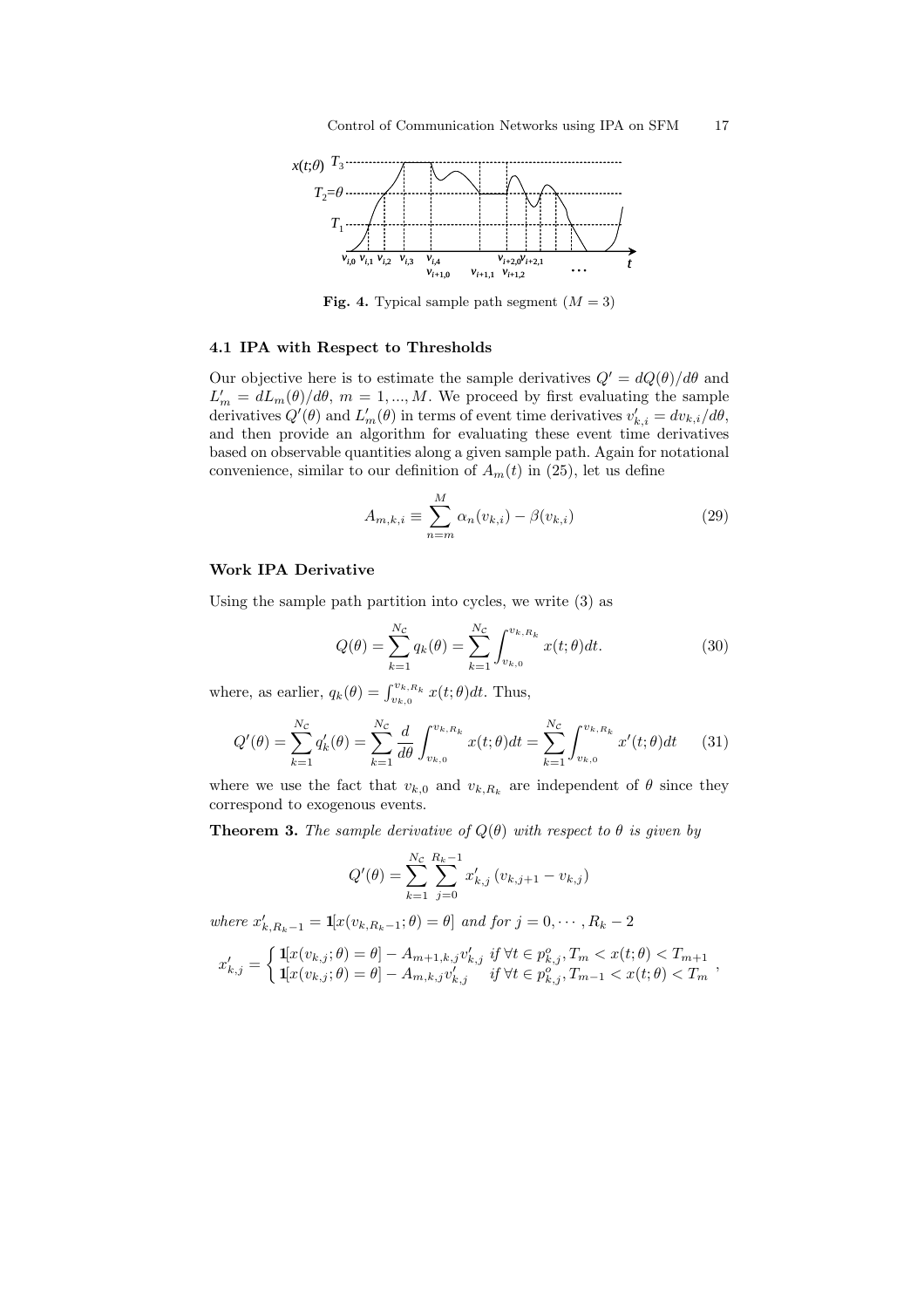**Fig. 4.** Typical sample path segment ($M = 3$)

### 4.1 IPA with Respect to Thresholds

Our objective here is to estimate the sample derivatives $Q' = dQ(\theta)/d\theta$ and $L'_m = dL_m(\theta)/d\theta$, $m = 1, ..., M$. We proceed by first evaluating the sample derivatives $Q'(\theta)$ and $L'_m(\theta)$ in terms of event time derivatives $v'_{k,i} = dv_{k,i}/d\theta$, and then provide an algorithm for evaluating these event time derivatives based on observable quantities along a given sample path. Again for notational convenience, similar to our definition of $A_m(t)$ in (25), let us define

$$A_{m,k,i} \equiv \sum_{n=m}^{M} \alpha_n(v_{k,i}) - \beta(v_{k,i}) \tag{29}$$

#### Work IPA Derivative

Using the sample path partition into cycles, we write (3) as

$$Q(\theta) = \sum_{k=1}^{N_{\mathcal{C}}} q_k(\theta) = \sum_{k=1}^{N_{\mathcal{C}}} \int_{v_{k,0}}^{v_{k,R_k}} x(t;\theta)dt. \tag{30}$$

where, as earlier, $q_k(\theta) = \int_{v_{k,0}}^{v_{k,R_k}} x(t;\theta)dt$. Thus,

$$Q'(\theta) = \sum_{k=1}^{N_{\mathcal{C}}} q'_k(\theta) = \sum_{k=1}^{N_{\mathcal{C}}} \frac{d}{d\theta} \int_{v_{k,0}}^{v_{k,R_k}} x(t;\theta)dt = \sum_{k=1}^{N_{\mathcal{C}}} \int_{v_{k,0}}^{v_{k,R_k}} x'(t;\theta)dt \tag{31}$$

where we use the fact that $v_{k,0}$ and $v_{k,R_k}$ are independent of $\theta$ since they correspond to exogenous events.

**Theorem 3.** *The sample derivative of $Q(\theta)$ with respect to $\theta$ is given by*

$$Q'(\theta) = \sum_{k=1}^{N_{\mathcal{C}}} \sum_{j=0}^{R_k-1} x'_{k,j} \left(v_{k,j+1} - v_{k,j}\right)$$

*where $x'_{k,R_k-1} = \mathbf{1}[x(v_{k,R_k-1};\theta) = \theta]$ and for $j = 0, \cdots, R_k - 2$*

$$x'_{k,j} = \begin{cases} \mathbf{1}[x(v_{k,j};\theta) = \theta] - A_{m+1,k,j} v'_{k,j} & \text{if } \forall t \in p^o_{k,j}, T_m < x(t;\theta) < T_{m+1} \\ \mathbf{1}[x(v_{k,j};\theta) = \theta] - A_{m,k,j} v'_{k,j} & \text{if } \forall t \in p^o_{k,j}, T_{m-1} < x(t;\theta) < T_m \end{cases},$$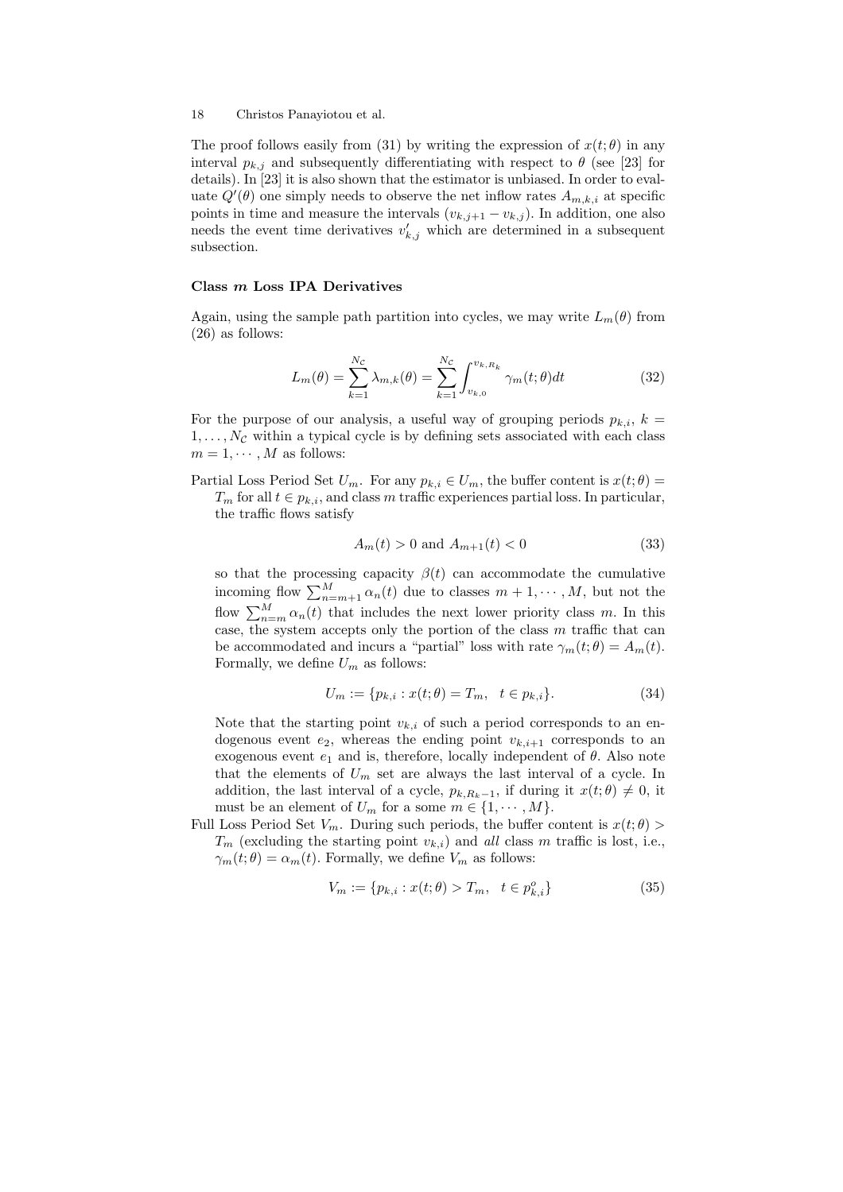The proof follows easily from (31) by writing the expression of $x(t;\theta)$ in any interval $p_{k,j}$ and subsequently differentiating with respect to $\theta$ (see [23] for details). In [23] it is also shown that the estimator is unbiased. In order to evaluate $Q'(\theta)$ one simply needs to observe the net inflow rates $A_{m,k,i}$ at specific points in time and measure the intervals $(v_{k,j+1} - v_{k,j})$. In addition, one also needs the event time derivatives $v'_{k,j}$ which are determined in a subsequent subsection.

#### Class $m$ Loss IPA Derivatives

Again, using the sample path partition into cycles, we may write $L_m(\theta)$ from (26) as follows:

$$L_m(\theta) = \sum_{k=1}^{N_{\mathcal{C}}} \lambda_{m,k}(\theta) = \sum_{k=1}^{N_{\mathcal{C}}} \int_{v_{k,0}}^{v_{k,R_k}} \gamma_m(t;\theta)dt \tag{32}$$

For the purpose of our analysis, a useful way of grouping periods $p_{k,i}$, $k = 1, \ldots, N_{\mathcal{C}}$ within a typical cycle is by defining sets associated with each class $m = 1, \cdots, M$ as follows:

Partial Loss Period Set $U_m$. For any $p_{k,i} \in U_m$, the buffer content is $x(t;\theta) = T_m$ for all $t \in p_{k,i}$, and class $m$ traffic experiences partial loss. In particular, the traffic flows satisfy

$$A_m(t) > 0 \text{ and } A_{m+1}(t) < 0 \tag{33}$$

so that the processing capacity $\beta(t)$ can accommodate the cumulative incoming flow $\sum_{n=m+1}^{M} \alpha_n(t)$ due to classes $m+1, \cdots, M$, but not the flow $\sum_{n=m}^{M} \alpha_n(t)$ that includes the next lower priority class $m$. In this case, the system accepts only the portion of the class $m$ traffic that can be accommodated and incurs a "partial" loss with rate $\gamma_m(t;\theta) = A_m(t)$. Formally, we define $U_m$ as follows:

$$U_m := \{p_{k,i} : x(t;\theta) = T_m, \quad t \in p_{k,i}\}. \tag{34}$$

Note that the starting point $v_{k,i}$ of such a period corresponds to an endogenous event $e_2$, whereas the ending point $v_{k,i+1}$ corresponds to an exogenous event $e_1$ and is, therefore, locally independent of $\theta$. Also note that the elements of $U_m$ set are always the last interval of a cycle. In addition, the last interval of a cycle, $p_{k,R_k-1}$, if during it $x(t;\theta) \neq 0$, it must be an element of $U_m$ for a some $m \in \{1, \cdots, M\}$.

Full Loss Period Set $V_m$. During such periods, the buffer content is $x(t;\theta) > T_m$ (excluding the starting point $v_{k,i}$) and *all* class $m$ traffic is lost, i.e., $\gamma_m(t;\theta) = \alpha_m(t)$. Formally, we define $V_m$ as follows:

$$V_m := \{p_{k,i} : x(t;\theta) > T_m, \quad t \in p_{k,i}^{o}\} \tag{35}$$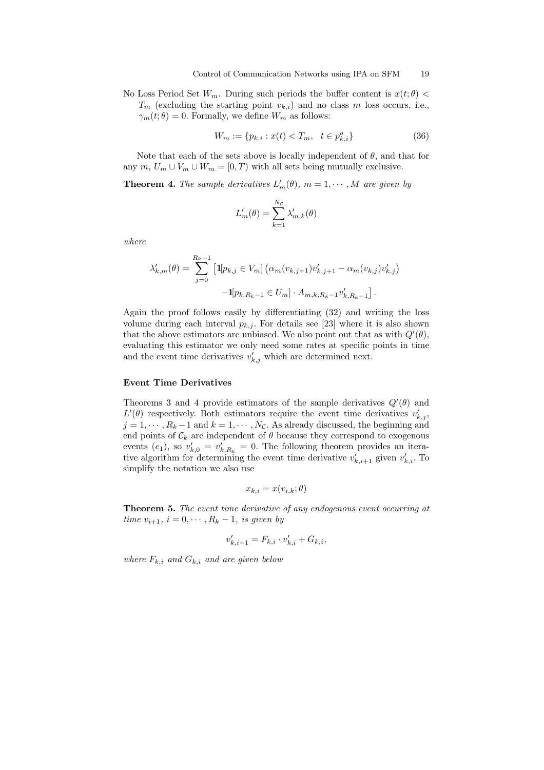No Loss Period Set $W_m$. During such periods the buffer content is $x(t;\theta) < T_m$ (excluding the starting point $v_{k,i}$) and no class $m$ loss occurs, i.e., $\gamma_m(t;\theta) = 0$. Formally, we define $W_m$ as follows:

$$W_m := \{p_{k,i} : x(t) < T_m, \quad t \in p^o_{k,i}\} \tag{36}$$

Note that each of the sets above is locally independent of $\theta$, and that for any $m$, $U_m \cup V_m \cup W_m = [0,T)$ with all sets being mutually exclusive.

**Theorem 4.** *The sample derivatives $L'_m(\theta)$, $m = 1, \cdots, M$ are given by*

$$L'_m(\theta) = \sum_{k=1}^{N_{\mathcal{C}}} \lambda'_{m,k}(\theta)$$

*where*

$$\lambda'_{k,m}(\theta) = \sum_{j=0}^{R_k-1} \left[ \mathbf{1}[p_{k,j} \in V_m] \left( \alpha_m(v_{k,j+1}) v'_{k,j+1} - \alpha_m(v_{k,j}) v'_{k,j} \right) \right.$$
$$\left. - \mathbf{1}[p_{k,R_k-1} \in U_m] \cdot A_{m,k,R_k-1} v'_{k,R_k-1} \right].$$

Again the proof follows easily by differentiating (32) and writing the loss volume during each interval $p_{k,j}$. For details see [23] where it is also shown that the above estimators are unbiased. We also point out that as with $Q'(\theta)$, evaluating this estimator we only need some rates at specific points in time and the event time derivatives $v'_{k,j}$ which are determined next.

### Event Time Derivatives

Theorems 3 and 4 provide estimators of the sample derivatives $Q'(\theta)$ and $L'(\theta)$ respectively. Both estimators require the event time derivatives $v'_{k,j}$, $j = 1, \cdots, R_k - 1$ and $k = 1, \cdots, N_{\mathcal{C}}$. As already discussed, the beginning and end points of $\mathcal{C}_k$ are independent of $\theta$ because they correspond to exogenous events ($e_1$), so $v'_{k,0} = v'_{k,R_k} = 0$. The following theorem provides an iterative algorithm for determining the event time derivative $v'_{k,i+1}$ given $v'_{k,i}$. To simplify the notation we also use

$$x_{k,i} = x(v_{i,k};\theta)$$

**Theorem 5.** *The event time derivative of any endogenous event occurring at time $v_{i+1}$, $i = 0, \cdots, R_k - 1$, is given by*

$$v'_{k,i+1} = F_{k,i} \cdot v'_{k,i} + G_{k,i},$$

*where $F_{k,i}$ and $G_{k,i}$ and are given below*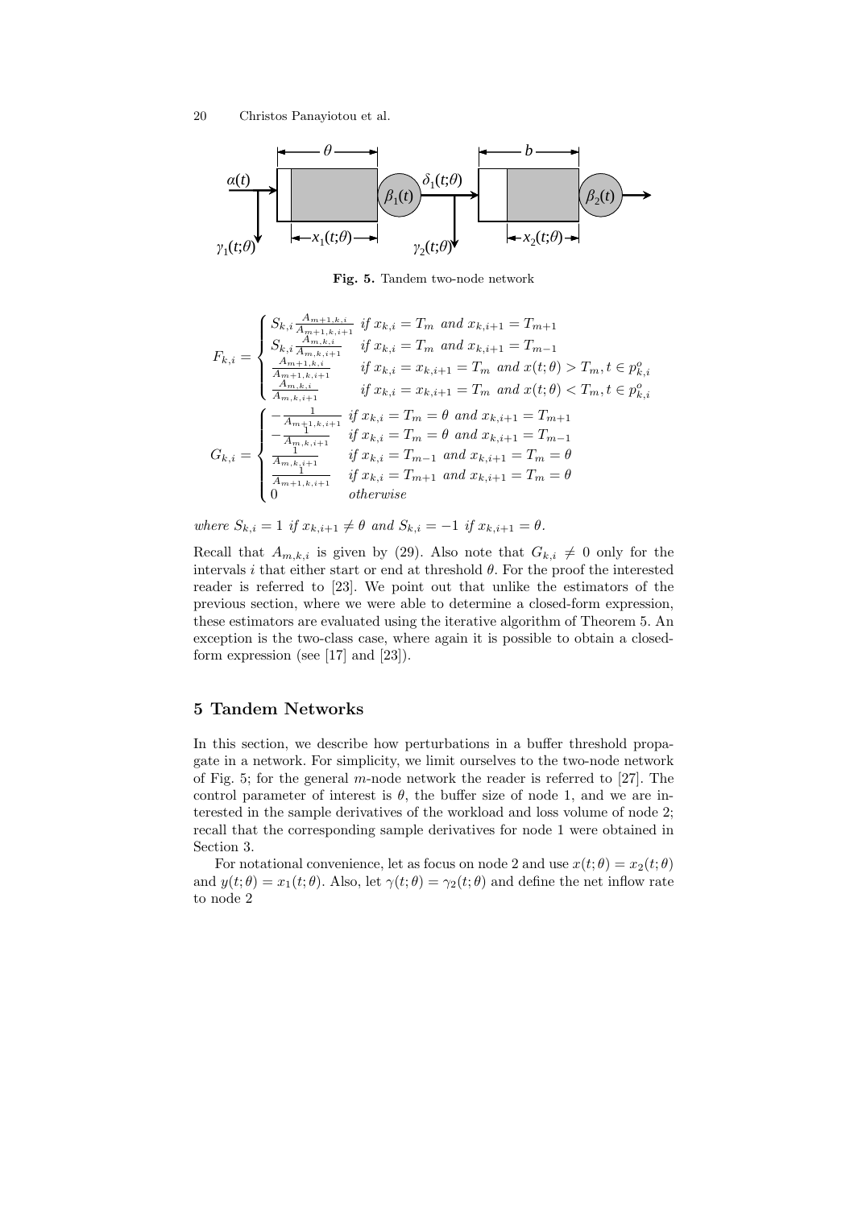**Fig. 5.** Tandem two-node network

$$F_{k,i} = \begin{cases} S_{k,i}\frac{A_{m+1,k,i}}{A_{m+1,k,i+1}} & \textit{if } x_{k,i} = T_m \textit{ and } x_{k,i+1} = T_{m+1} \\ S_{k,i}\frac{A_{m,k,i}}{A_{m,k,i+1}} & \textit{if } x_{k,i} = T_m \textit{ and } x_{k,i+1} = T_{m-1} \\ \frac{A_{m+1,k,i}}{A_{m+1,k,i+1}} & \textit{if } x_{k,i} = x_{k,i+1} = T_m \textit{ and } x(t;\theta) > T_m, t \in p^o_{k,i} \\ \frac{A_{m,k,i}}{A_{m,k,i+1}} & \textit{if } x_{k,i} = x_{k,i+1} = T_m \textit{ and } x(t;\theta) < T_m, t \in p^o_{k,i} \end{cases}$$

$$G_{k,i} = \begin{cases} -\frac{1}{A_{m+1,k,i+1}} & \textit{if } x_{k,i} = T_m = \theta \textit{ and } x_{k,i+1} = T_{m+1} \\ -\frac{1}{A_{m,k,i+1}} & \textit{if } x_{k,i} = T_m = \theta \textit{ and } x_{k,i+1} = T_{m-1} \\ \frac{1}{A_{m,k,i+1}} & \textit{if } x_{k,i} = T_{m-1} \textit{ and } x_{k,i+1} = T_m = \theta \\ \frac{1}{A_{m+1,k,i+1}} & \textit{if } x_{k,i} = T_{m+1} \textit{ and } x_{k,i+1} = T_m = \theta \\ 0 & \textit{otherwise} \end{cases}$$

*where* $S_{k,i} = 1$ *if* $x_{k,i+1} \neq \theta$ *and* $S_{k,i} = -1$ *if* $x_{k,i+1} = \theta$.

Recall that $A_{m,k,i}$ is given by (29). Also note that $G_{k,i} \neq 0$ only for the intervals $i$ that either start or end at threshold $\theta$. For the proof the interested reader is referred to [23]. We point out that unlike the estimators of the previous section, where we were able to determine a closed-form expression, these estimators are evaluated using the iterative algorithm of Theorem 5. An exception is the two-class case, where again it is possible to obtain a closed-form expression (see [17] and [23]).

## 5 Tandem Networks

In this section, we describe how perturbations in a buffer threshold propagate in a network. For simplicity, we limit ourselves to the two-node network of Fig. 5; for the general $m$-node network the reader is referred to [27]. The control parameter of interest is $\theta$, the buffer size of node 1, and we are interested in the sample derivatives of the workload and loss volume of node 2; recall that the corresponding sample derivatives for node 1 were obtained in Section 3.

For notational convenience, let as focus on node 2 and use $x(t;\theta) = x_2(t;\theta)$ and $y(t;\theta) = x_1(t;\theta)$. Also, let $\gamma(t;\theta) = \gamma_2(t;\theta)$ and define the net inflow rate to node 2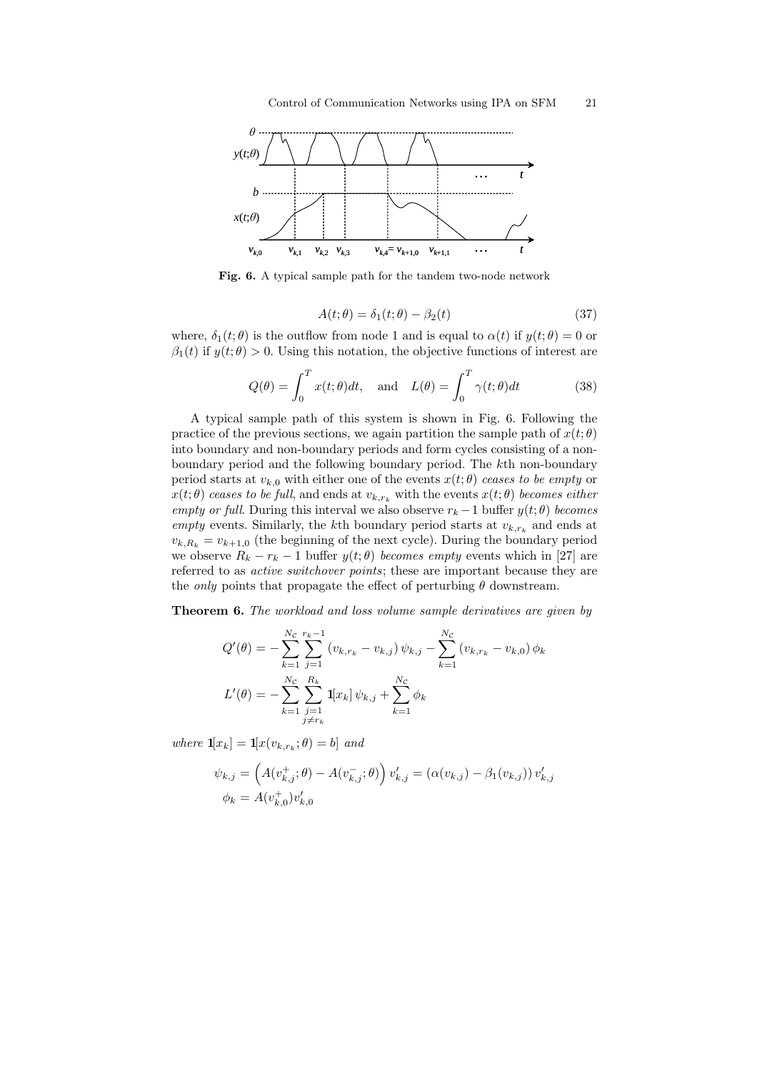Fig. 6. A typical sample path for the tandem two-node network

$$A(t;\theta) = \delta_1(t;\theta) - \beta_2(t) \tag{37}$$

where, $\delta_1(t;\theta)$ is the outflow from node 1 and is equal to $\alpha(t)$ if $y(t;\theta) = 0$ or $\beta_1(t)$ if $y(t;\theta) > 0$. Using this notation, the objective functions of interest are

$$Q(\theta) = \int_0^T x(t;\theta)dt, \quad \text{and} \quad L(\theta) = \int_0^T \gamma(t;\theta)dt \tag{38}$$

A typical sample path of this system is shown in Fig. 6. Following the practice of the previous sections, we again partition the sample path of $x(t;\theta)$ into boundary and non-boundary periods and form cycles consisting of a non-boundary period and the following boundary period. The $k$th non-boundary period starts at $v_{k,0}$ with either one of the events $x(t;\theta)$ *ceases to be empty* or $x(t;\theta)$ *ceases to be full*, and ends at $v_{k,r_k}$ with the events $x(t;\theta)$ *becomes either empty or full*. During this interval we also observe $r_k - 1$ buffer $y(t;\theta)$ *becomes empty* events. Similarly, the $k$th boundary period starts at $v_{k,r_k}$ and ends at $v_{k,R_k} = v_{k+1,0}$ (the beginning of the next cycle). During the boundary period we observe $R_k - r_k - 1$ buffer $y(t;\theta)$ *becomes empty* events which in [27] are referred to as *active switchover points*; these are important because they are the *only* points that propagate the effect of perturbing $\theta$ downstream.

**Theorem 6.** *The workload and loss volume sample derivatives are given by*

$$Q'(\theta) = -\sum_{k=1}^{N_{\mathcal{C}}} \sum_{j=1}^{r_k-1} (v_{k,r_k} - v_{k,j})\,\psi_{k,j} - \sum_{k=1}^{N_{\mathcal{C}}} (v_{k,r_k} - v_{k,0})\,\phi_k$$

$$L'(\theta) = -\sum_{k=1}^{N_{\mathcal{C}}} \sum_{\substack{j=1 \\ j \neq r_k}}^{R_k} \mathbf{1}[x_k]\,\psi_{k,j} + \sum_{k=1}^{N_{\mathcal{C}}} \phi_k$$

*where* $\mathbf{1}[x_k] = \mathbf{1}[x(v_{k,r_k};\theta) = b]$ *and*

$$\psi_{k,j} = \left(A(v_{k,j}^+;\theta) - A(v_{k,j}^-;\theta)\right) v'_{k,j} = (\alpha(v_{k,j}) - \beta_1(v_{k,j}))\, v'_{k,j}$$

$$\phi_k = A(v_{k,0}^+) v'_{k,0}$$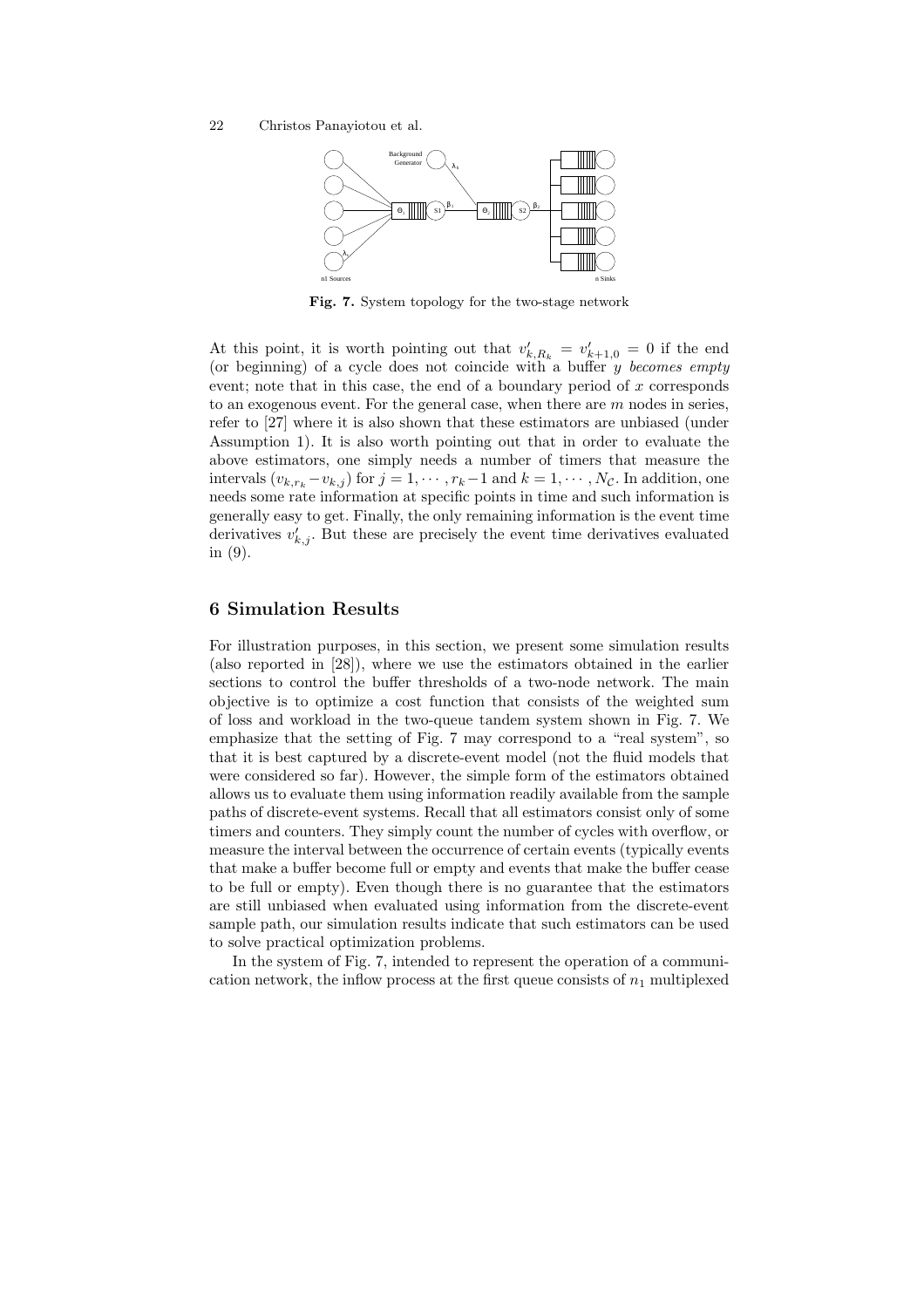**Fig. 7.** System topology for the two-stage network

At this point, it is worth pointing out that $v'_{k,R_k} = v'_{k+1,0} = 0$ if the end (or beginning) of a cycle does not coincide with a buffer $y$ *becomes empty* event; note that in this case, the end of a boundary period of $x$ corresponds to an exogenous event. For the general case, when there are $m$ nodes in series, refer to [27] where it is also shown that these estimators are unbiased (under Assumption 1). It is also worth pointing out that in order to evaluate the above estimators, one simply needs a number of timers that measure the intervals $(v_{k,r_k} - v_{k,j})$ for $j = 1, \cdots, r_k - 1$ and $k = 1, \cdots, N_{\mathcal{C}}$. In addition, one needs some rate information at specific points in time and such information is generally easy to get. Finally, the only remaining information is the event time derivatives $v'_{k,j}$. But these are precisely the event time derivatives evaluated in (9).

## 6 Simulation Results

For illustration purposes, in this section, we present some simulation results (also reported in [28]), where we use the estimators obtained in the earlier sections to control the buffer thresholds of a two-node network. The main objective is to optimize a cost function that consists of the weighted sum of loss and workload in the two-queue tandem system shown in Fig. 7. We emphasize that the setting of Fig. 7 may correspond to a "real system", so that it is best captured by a discrete-event model (not the fluid models that were considered so far). However, the simple form of the estimators obtained allows us to evaluate them using information readily available from the sample paths of discrete-event systems. Recall that all estimators consist only of some timers and counters. They simply count the number of cycles with overflow, or measure the interval between the occurrence of certain events (typically events that make a buffer become full or empty and events that make the buffer cease to be full or empty). Even though there is no guarantee that the estimators are still unbiased when evaluated using information from the discrete-event sample path, our simulation results indicate that such estimators can be used to solve practical optimization problems.

In the system of Fig. 7, intended to represent the operation of a communication network, the inflow process at the first queue consists of $n_1$ multiplexed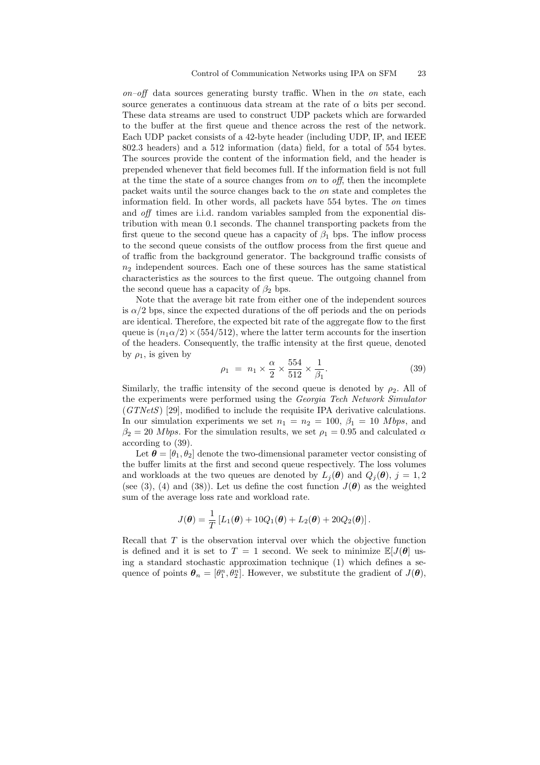*on–off* data sources generating bursty traffic. When in the *on* state, each source generates a continuous data stream at the rate of $\alpha$ bits per second. These data streams are used to construct UDP packets which are forwarded to the buffer at the first queue and thence across the rest of the network. Each UDP packet consists of a 42-byte header (including UDP, IP, and IEEE 802.3 headers) and a 512 information (data) field, for a total of 554 bytes. The sources provide the content of the information field, and the header is prepended whenever that field becomes full. If the information field is not full at the time the state of a source changes from *on* to *off*, then the incomplete packet waits until the source changes back to the *on* state and completes the information field. In other words, all packets have 554 bytes. The *on* times and *off* times are i.i.d. random variables sampled from the exponential distribution with mean 0.1 seconds. The channel transporting packets from the first queue to the second queue has a capacity of $\beta_1$ bps. The inflow process to the second queue consists of the outflow process from the first queue and of traffic from the background generator. The background traffic consists of $n_2$ independent sources. Each one of these sources has the same statistical characteristics as the sources to the first queue. The outgoing channel from the second queue has a capacity of $\beta_2$ bps.

Note that the average bit rate from either one of the independent sources is $\alpha/2$ bps, since the expected durations of the off periods and the on periods are identical. Therefore, the expected bit rate of the aggregate flow to the first queue is $(n_1\alpha/2) \times (554/512)$, where the latter term accounts for the insertion of the headers. Consequently, the traffic intensity at the first queue, denoted by $\rho_1$, is given by

$$\rho_1 \;=\; n_1 \times \frac{\alpha}{2} \times \frac{554}{512} \times \frac{1}{\beta_1}. \tag{39}$$

Similarly, the traffic intensity of the second queue is denoted by $\rho_2$. All of the experiments were performed using the *Georgia Tech Network Simulator* (*GTNetS*) [29], modified to include the requisite IPA derivative calculations. In our simulation experiments we set $n_1 = n_2 = 100$, $\beta_1 = 10$ *Mbps*, and $\beta_2 = 20$ *Mbps*. For the simulation results, we set $\rho_1 = 0.95$ and calculated $\alpha$ according to (39).

Let $\boldsymbol{\theta} = [\theta_1, \theta_2]$ denote the two-dimensional parameter vector consisting of the buffer limits at the first and second queue respectively. The loss volumes and workloads at the two queues are denoted by $L_j(\boldsymbol{\theta})$ and $Q_j(\boldsymbol{\theta})$, $j = 1, 2$ (see (3), (4) and (38)). Let us define the cost function $J(\boldsymbol{\theta})$ as the weighted sum of the average loss rate and workload rate.

$$J(\boldsymbol{\theta}) = \frac{1}{T}\left[L_1(\boldsymbol{\theta}) + 10Q_1(\boldsymbol{\theta}) + L_2(\boldsymbol{\theta}) + 20Q_2(\boldsymbol{\theta})\right].$$

Recall that $T$ is the observation interval over which the objective function is defined and it is set to $T = 1$ second. We seek to minimize $\mathbb{E}[J(\boldsymbol{\theta}]$ using a standard stochastic approximation technique (1) which defines a sequence of points $\boldsymbol{\theta}_n = [\theta_1^n, \theta_2^n]$. However, we substitute the gradient of $J(\boldsymbol{\theta})$,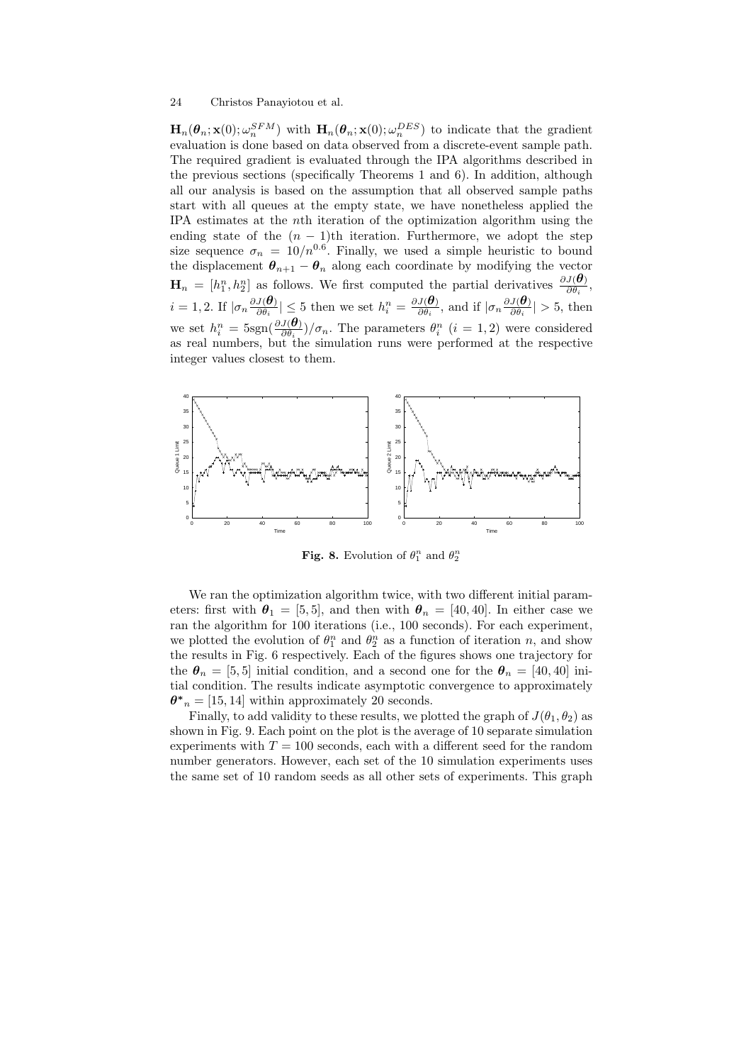$\mathbf{H}_n(\boldsymbol{\theta}_n; \mathbf{x}(0); \omega_n^{SFM})$ with $\mathbf{H}_n(\boldsymbol{\theta}_n; \mathbf{x}(0); \omega_n^{DES})$ to indicate that the gradient evaluation is done based on data observed from a discrete-event sample path. The required gradient is evaluated through the IPA algorithms described in the previous sections (specifically Theorems 1 and 6). In addition, although all our analysis is based on the assumption that all observed sample paths start with all queues at the empty state, we have nonetheless applied the IPA estimates at the $n$th iteration of the optimization algorithm using the ending state of the $(n-1)$th iteration. Furthermore, we adopt the step size sequence $\sigma_n = 10/n^{0.6}$. Finally, we used a simple heuristic to bound the displacement $\boldsymbol{\theta}_{n+1} - \boldsymbol{\theta}_n$ along each coordinate by modifying the vector $\mathbf{H}_n = [h_1^n, h_2^n]$ as follows. We first computed the partial derivatives $\frac{\partial J(\boldsymbol{\theta})}{\partial \theta_i}$, $i = 1, 2$. If $|\sigma_n \frac{\partial J(\boldsymbol{\theta})}{\partial \theta_i}| \leq 5$ then we set $h_i^n = \frac{\partial J(\boldsymbol{\theta})}{\partial \theta_i}$, and if $|\sigma_n \frac{\partial J(\boldsymbol{\theta})}{\partial \theta_i}| > 5$, then we set $h_i^n = 5\text{sgn}(\frac{\partial J(\boldsymbol{\theta})}{\partial \theta_i})/\sigma_n$. The parameters $\theta_i^n$ $(i = 1, 2)$ were considered as real numbers, but the simulation runs were performed at the respective integer values closest to them.

**Fig. 8.** Evolution of $\theta_1^n$ and $\theta_2^n$

We ran the optimization algorithm twice, with two different initial parameters: first with $\boldsymbol{\theta}_1 = [5, 5]$, and then with $\boldsymbol{\theta}_n = [40, 40]$. In either case we ran the algorithm for 100 iterations (i.e., 100 seconds). For each experiment, we plotted the evolution of $\theta_1^n$ and $\theta_2^n$ as a function of iteration $n$, and show the results in Fig. 6 respectively. Each of the figures shows one trajectory for the $\boldsymbol{\theta}_n = [5, 5]$ initial condition, and a second one for the $\boldsymbol{\theta}_n = [40, 40]$ initial condition. The results indicate asymptotic convergence to approximately $\boldsymbol{\theta}^*{}_n = [15, 14]$ within approximately 20 seconds.

Finally, to add validity to these results, we plotted the graph of $J(\theta_1, \theta_2)$ as shown in Fig. 9. Each point on the plot is the average of 10 separate simulation experiments with $T = 100$ seconds, each with a different seed for the random number generators. However, each set of the 10 simulation experiments uses the same set of 10 random seeds as all other sets of experiments. This graph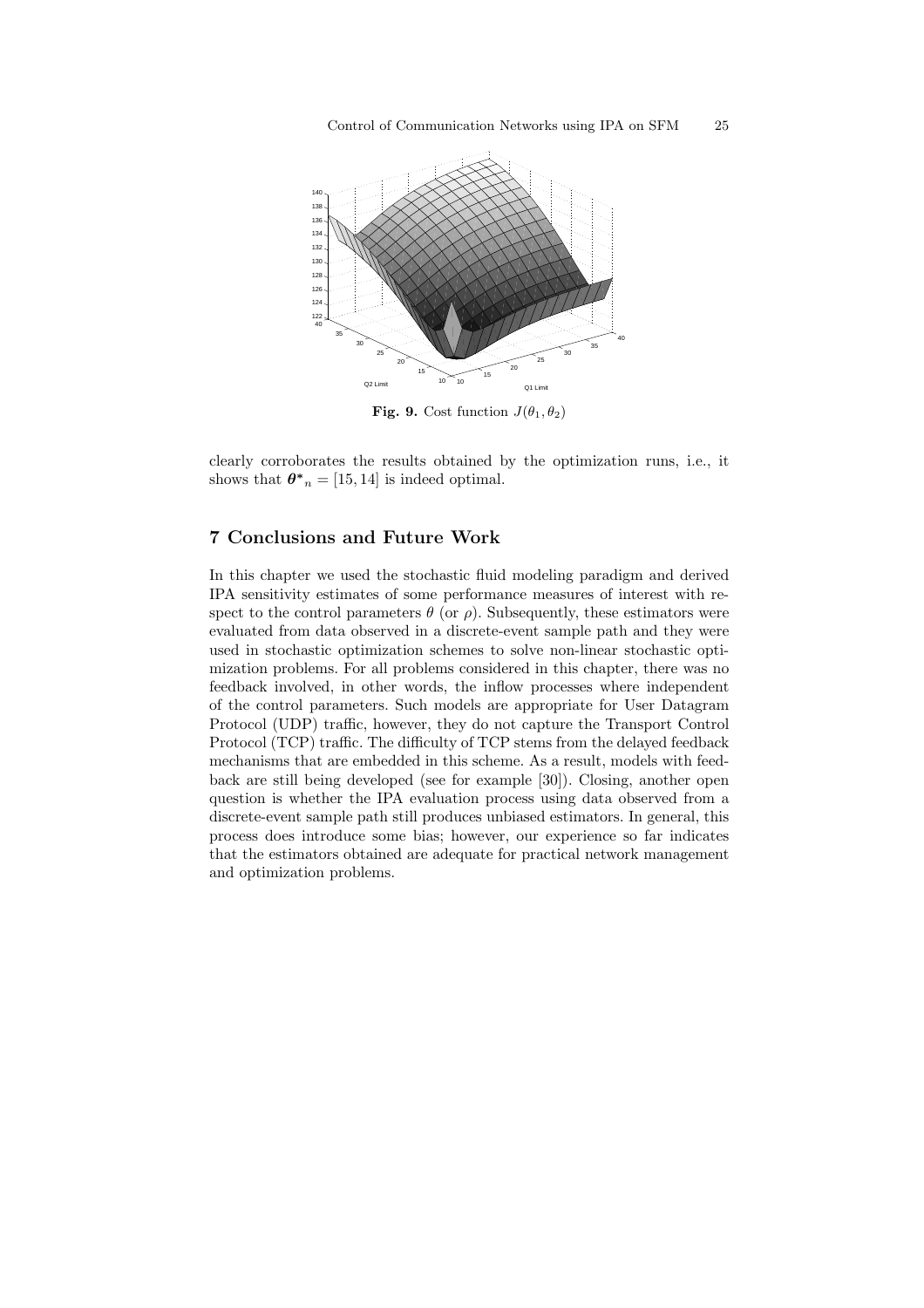**Fig. 9.** Cost function $J(\theta_1, \theta_2)$

clearly corroborates the results obtained by the optimization runs, i.e., it shows that $\boldsymbol{\theta^*}_n = [15, 14]$ is indeed optimal.

## 7 Conclusions and Future Work

In this chapter we used the stochastic fluid modeling paradigm and derived IPA sensitivity estimates of some performance measures of interest with respect to the control parameters $\theta$ (or $\rho$). Subsequently, these estimators were evaluated from data observed in a discrete-event sample path and they were used in stochastic optimization schemes to solve non-linear stochastic optimization problems. For all problems considered in this chapter, there was no feedback involved, in other words, the inflow processes where independent of the control parameters. Such models are appropriate for User Datagram Protocol (UDP) traffic, however, they do not capture the Transport Control Protocol (TCP) traffic. The difficulty of TCP stems from the delayed feedback mechanisms that are embedded in this scheme. As a result, models with feedback are still being developed (see for example [30]). Closing, another open question is whether the IPA evaluation process using data observed from a discrete-event sample path still produces unbiased estimators. In general, this process does introduce some bias; however, our experience so far indicates that the estimators obtained are adequate for practical network management and optimization problems.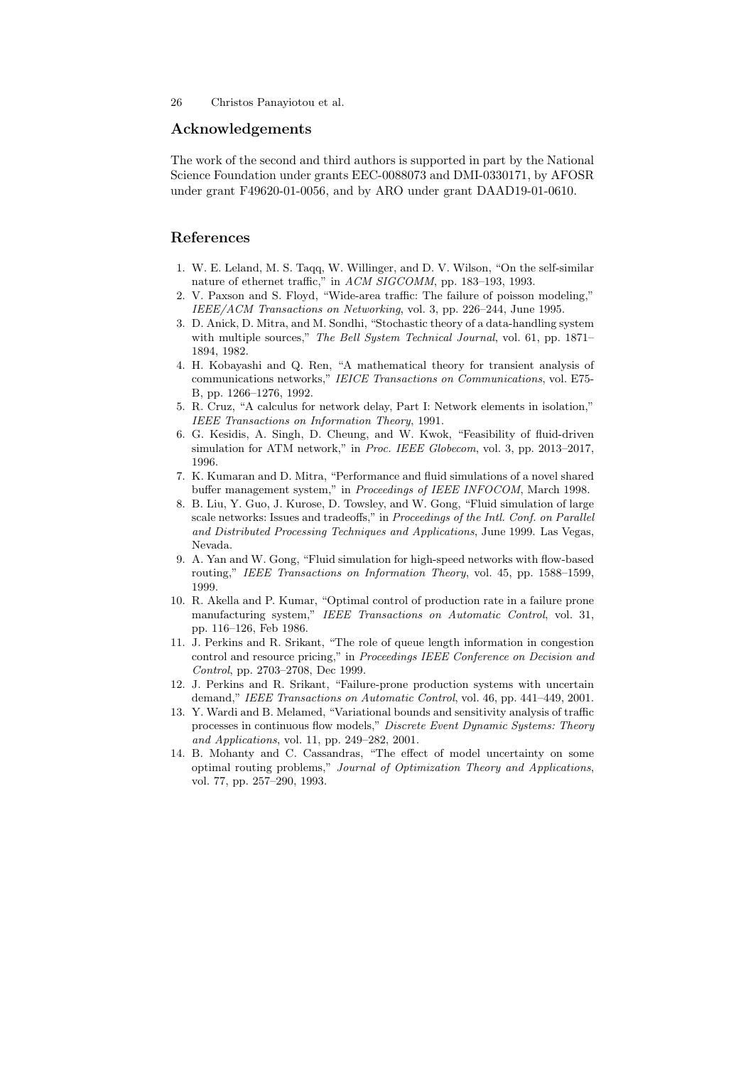## Acknowledgements

The work of the second and third authors is supported in part by the National Science Foundation under grants EEC-0088073 and DMI-0330171, by AFOSR under grant F49620-01-0056, and by ARO under grant DAAD19-01-0610.

## References

1. W. E. Leland, M. S. Taqq, W. Willinger, and D. V. Wilson, "On the self-similar nature of ethernet traffic," in *ACM SIGCOMM*, pp. 183–193, 1993.
2. V. Paxson and S. Floyd, "Wide-area traffic: The failure of poisson modeling," *IEEE/ACM Transactions on Networking*, vol. 3, pp. 226–244, June 1995.
3. D. Anick, D. Mitra, and M. Sondhi, "Stochastic theory of a data-handling system with multiple sources," *The Bell System Technical Journal*, vol. 61, pp. 1871–1894, 1982.
4. H. Kobayashi and Q. Ren, "A mathematical theory for transient analysis of communications networks," *IEICE Transactions on Communications*, vol. E75-B, pp. 1266–1276, 1992.
5. R. Cruz, "A calculus for network delay, Part I: Network elements in isolation," *IEEE Transactions on Information Theory*, 1991.
6. G. Kesidis, A. Singh, D. Cheung, and W. Kwok, "Feasibility of fluid-driven simulation for ATM network," in *Proc. IEEE Globecom*, vol. 3, pp. 2013–2017, 1996.
7. K. Kumaran and D. Mitra, "Performance and fluid simulations of a novel shared buffer management system," in *Proceedings of IEEE INFOCOM*, March 1998.
8. B. Liu, Y. Guo, J. Kurose, D. Towsley, and W. Gong, "Fluid simulation of large scale networks: Issues and tradeoffs," in *Proceedings of the Intl. Conf. on Parallel and Distributed Processing Techniques and Applications*, June 1999. Las Vegas, Nevada.
9. A. Yan and W. Gong, "Fluid simulation for high-speed networks with flow-based routing," *IEEE Transactions on Information Theory*, vol. 45, pp. 1588–1599, 1999.
10. R. Akella and P. Kumar, "Optimal control of production rate in a failure prone manufacturing system," *IEEE Transactions on Automatic Control*, vol. 31, pp. 116–126, Feb 1986.
11. J. Perkins and R. Srikant, "The role of queue length information in congestion control and resource pricing," in *Proceedings IEEE Conference on Decision and Control*, pp. 2703–2708, Dec 1999.
12. J. Perkins and R. Srikant, "Failure-prone production systems with uncertain demand," *IEEE Transactions on Automatic Control*, vol. 46, pp. 441–449, 2001.
13. Y. Wardi and B. Melamed, "Variational bounds and sensitivity analysis of traffic processes in continuous flow models," *Discrete Event Dynamic Systems: Theory and Applications*, vol. 11, pp. 249–282, 2001.
14. B. Mohanty and C. Cassandras, "The effect of model uncertainty on some optimal routing problems," *Journal of Optimization Theory and Applications*, vol. 77, pp. 257–290, 1993.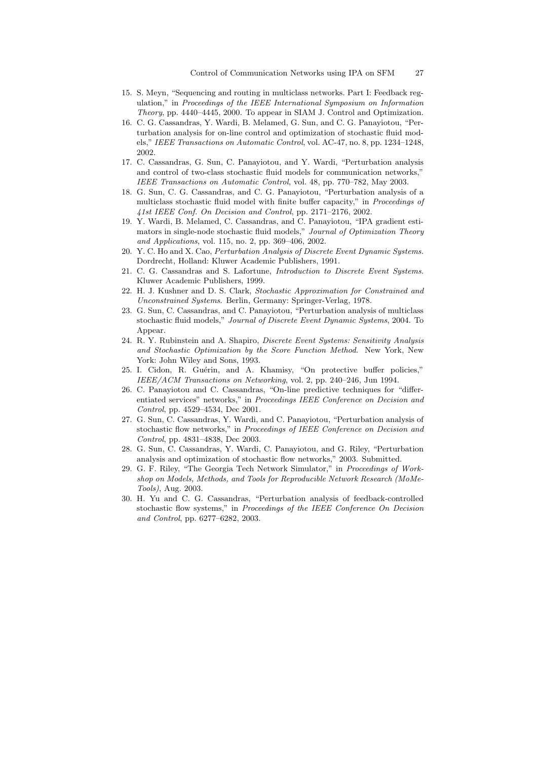15. S. Meyn, "Sequencing and routing in multiclass networks. Part I: Feedback regulation," in *Proceedings of the IEEE International Symposium on Information Theory*, pp. 4440–4445, 2000. To appear in SIAM J. Control and Optimization.
16. C. G. Cassandras, Y. Wardi, B. Melamed, G. Sun, and C. G. Panayiotou, "Perturbation analysis for on-line control and optimization of stochastic fluid models," *IEEE Transactions on Automatic Control*, vol. AC-47, no. 8, pp. 1234–1248, 2002.
17. C. Cassandras, G. Sun, C. Panayiotou, and Y. Wardi, "Perturbation analysis and control of two-class stochastic fluid models for communication networks," *IEEE Transactions on Automatic Control*, vol. 48, pp. 770–782, May 2003.
18. G. Sun, C. G. Cassandras, and C. G. Panayiotou, "Perturbation analysis of a multiclass stochastic fluid model with finite buffer capacity," in *Proceedings of 41st IEEE Conf. On Decision and Control*, pp. 2171–2176, 2002.
19. Y. Wardi, B. Melamed, C. Cassandras, and C. Panayiotou, "IPA gradient estimators in single-node stochastic fluid models," *Journal of Optimization Theory and Applications*, vol. 115, no. 2, pp. 369–406, 2002.
20. Y. C. Ho and X. Cao, *Perturbation Analysis of Discrete Event Dynamic Systems*. Dordrecht, Holland: Kluwer Academic Publishers, 1991.
21. C. G. Cassandras and S. Lafortune, *Introduction to Discrete Event Systems*. Kluwer Academic Publishers, 1999.
22. H. J. Kushner and D. S. Clark, *Stochastic Approximation for Constrained and Unconstrained Systems*. Berlin, Germany: Springer-Verlag, 1978.
23. G. Sun, C. Cassandras, and C. Panayiotou, "Perturbation analysis of multiclass stochastic fluid models," *Journal of Discrete Event Dynamic Systems*, 2004. To Appear.
24. R. Y. Rubinstein and A. Shapiro, *Discrete Event Systems: Sensitivity Analysis and Stochastic Optimization by the Score Function Method*. New York, New York: John Wiley and Sons, 1993.
25. I. Cidon, R. Guérin, and A. Khamisy, "On protective buffer policies," *IEEE/ACM Transactions on Networking*, vol. 2, pp. 240–246, Jun 1994.
26. C. Panayiotou and C. Cassandras, "On-line predictive techniques for "differentiated services" networks," in *Proceedings IEEE Conference on Decision and Control*, pp. 4529–4534, Dec 2001.
27. G. Sun, C. Cassandras, Y. Wardi, and C. Panayiotou, "Perturbation analysis of stochastic flow networks," in *Proceedings of IEEE Conference on Decision and Control*, pp. 4831–4838, Dec 2003.
28. G. Sun, C. Cassandras, Y. Wardi, C. Panayiotou, and G. Riley, "Perturbation analysis and optimization of stochastic flow networks," 2003. Submitted.
29. G. F. Riley, "The Georgia Tech Network Simulator," in *Proceedings of Workshop on Models, Methods, and Tools for Reproducible Network Research (MoMeTools)*, Aug. 2003.
30. H. Yu and C. G. Cassandras, "Perturbation analysis of feedback-controlled stochastic flow systems," in *Proceedings of the IEEE Conference On Decision and Control*, pp. 6277–6282, 2003.